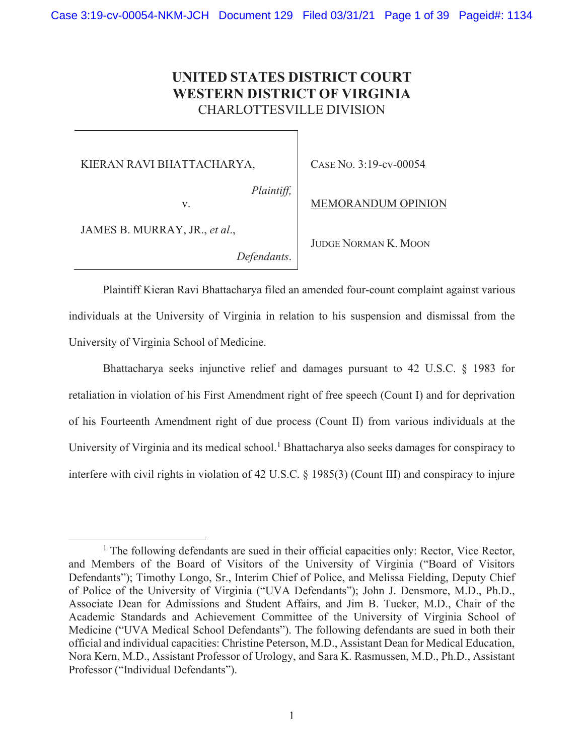# UNITED STATES DISTRICT COURT
# WESTERN DISTRICT OF VIRGINIA
## CHARLOTTESVILLE DIVISION

| | |
|---|---|
| KIERAN RAVI BHATTACHARYA, *Plaintiff,* v. JAMES B. MURRAY, JR., *et al*., *Defendants*. | CASE NO. 3:19-cv-00054 <br> MEMORANDUM OPINION <br> JUDGE NORMAN K. MOON |

Plaintiff Kieran Ravi Bhattacharya filed an amended four-count complaint against various individuals at the University of Virginia in relation to his suspension and dismissal from the University of Virginia School of Medicine.

Bhattacharya seeks injunctive relief and damages pursuant to 42 U.S.C. § 1983 for retaliation in violation of his First Amendment right of free speech (Count I) and for deprivation of his Fourteenth Amendment right of due process (Count II) from various individuals at the University of Virginia and its medical school.[1] Bhattacharya also seeks damages for conspiracy to interfere with civil rights in violation of 42 U.S.C. § 1985(3) (Count III) and conspiracy to injure

---

[1] The following defendants are sued in their official capacities only: Rector, Vice Rector, and Members of the Board of Visitors of the University of Virginia ("Board of Visitors Defendants"); Timothy Longo, Sr., Interim Chief of Police, and Melissa Fielding, Deputy Chief of Police of the University of Virginia ("UVA Defendants"); John J. Densmore, M.D., Ph.D., Associate Dean for Admissions and Student Affairs, and Jim B. Tucker, M.D., Chair of the Academic Standards and Achievement Committee of the University of Virginia School of Medicine ("UVA Medical School Defendants"). The following defendants are sued in both their official and individual capacities: Christine Peterson, M.D., Assistant Dean for Medical Education, Nora Kern, M.D., Assistant Professor of Urology, and Sara K. Rasmussen, M.D., Ph.D., Assistant Professor ("Individual Defendants").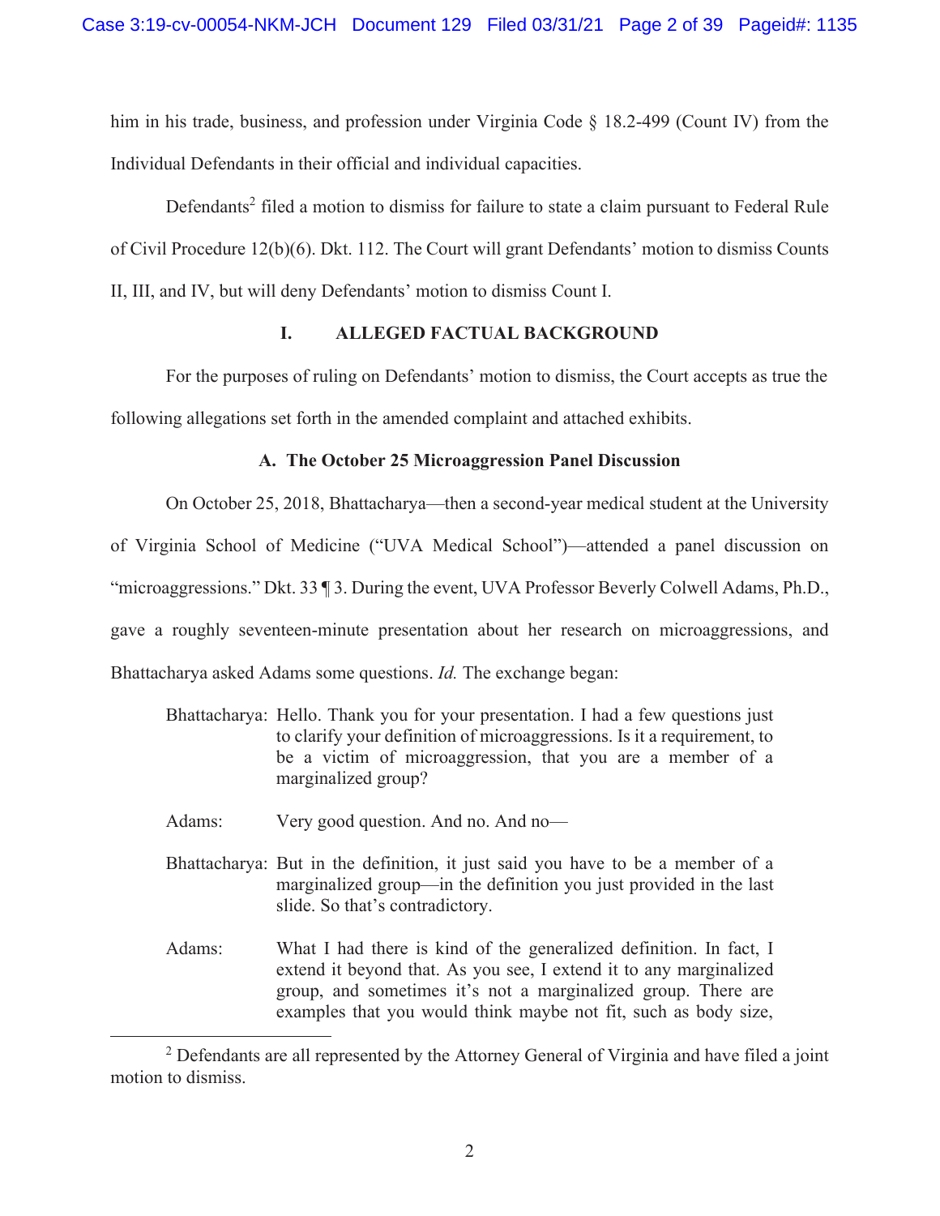him in his trade, business, and profession under Virginia Code § 18.2-499 (Count IV) from the Individual Defendants in their official and individual capacities.

Defendants[2] filed a motion to dismiss for failure to state a claim pursuant to Federal Rule of Civil Procedure 12(b)(6). Dkt. 112. The Court will grant Defendants' motion to dismiss Counts II, III, and IV, but will deny Defendants' motion to dismiss Count I.

## I. ALLEGED FACTUAL BACKGROUND

For the purposes of ruling on Defendants' motion to dismiss, the Court accepts as true the following allegations set forth in the amended complaint and attached exhibits.

### A. The October 25 Microaggression Panel Discussion

On October 25, 2018, Bhattacharya—then a second-year medical student at the University of Virginia School of Medicine ("UVA Medical School")—attended a panel discussion on "microaggressions." Dkt. 33 ¶ 3. During the event, UVA Professor Beverly Colwell Adams, Ph.D., gave a roughly seventeen-minute presentation about her research on microaggressions, and Bhattacharya asked Adams some questions. *Id.* The exchange began:

> Bhattacharya: Hello. Thank you for your presentation. I had a few questions just to clarify your definition of microaggressions. Is it a requirement, to be a victim of microaggression, that you are a member of a marginalized group?
>
> Adams: Very good question. And no. And no—
>
> Bhattacharya: But in the definition, it just said you have to be a member of a marginalized group—in the definition you just provided in the last slide. So that's contradictory.
>
> Adams: What I had there is kind of the generalized definition. In fact, I extend it beyond that. As you see, I extend it to any marginalized group, and sometimes it's not a marginalized group. There are examples that you would think maybe not fit, such as body size,

[2] Defendants are all represented by the Attorney General of Virginia and have filed a joint motion to dismiss.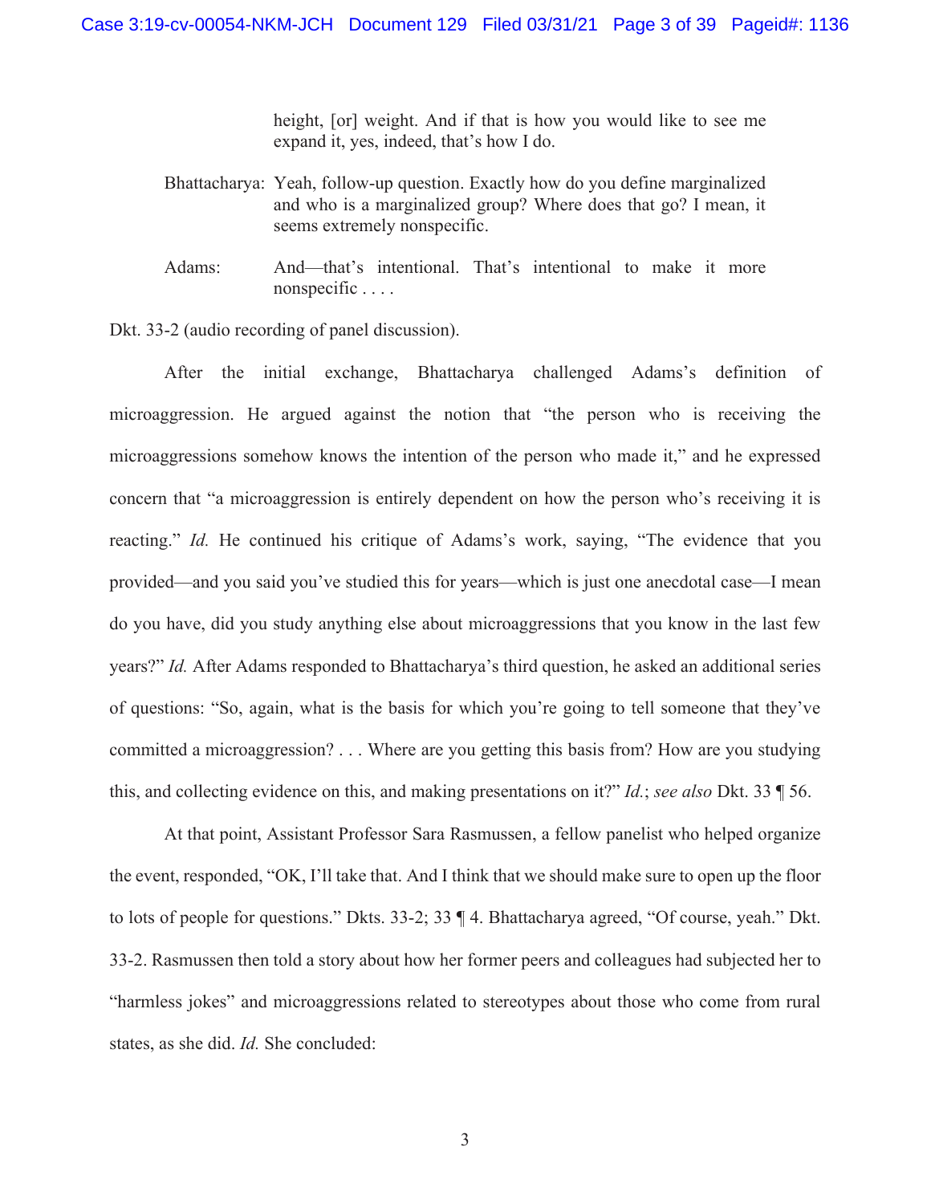> height, [or] weight. And if that is how you would like to see me expand it, yes, indeed, that's how I do.
>
> Bhattacharya: Yeah, follow-up question. Exactly how do you define marginalized and who is a marginalized group? Where does that go? I mean, it seems extremely nonspecific.
>
> Adams: And—that's intentional. That's intentional to make it more nonspecific . . . .

Dkt. 33-2 (audio recording of panel discussion).

After the initial exchange, Bhattacharya challenged Adams's definition of microaggression. He argued against the notion that "the person who is receiving the microaggressions somehow knows the intention of the person who made it," and he expressed concern that "a microaggression is entirely dependent on how the person who's receiving it is reacting." *Id.* He continued his critique of Adams's work, saying, "The evidence that you provided—and you said you've studied this for years—which is just one anecdotal case—I mean do you have, did you study anything else about microaggressions that you know in the last few years?" *Id.* After Adams responded to Bhattacharya's third question, he asked an additional series of questions: "So, again, what is the basis for which you're going to tell someone that they've committed a microaggression? . . . Where are you getting this basis from? How are you studying this, and collecting evidence on this, and making presentations on it?" *Id.*; *see also* Dkt. 33 ¶ 56.

At that point, Assistant Professor Sara Rasmussen, a fellow panelist who helped organize the event, responded, "OK, I'll take that. And I think that we should make sure to open up the floor to lots of people for questions." Dkts. 33-2; 33 ¶ 4. Bhattacharya agreed, "Of course, yeah." Dkt. 33-2. Rasmussen then told a story about how her former peers and colleagues had subjected her to "harmless jokes" and microaggressions related to stereotypes about those who come from rural states, as she did. *Id.* She concluded: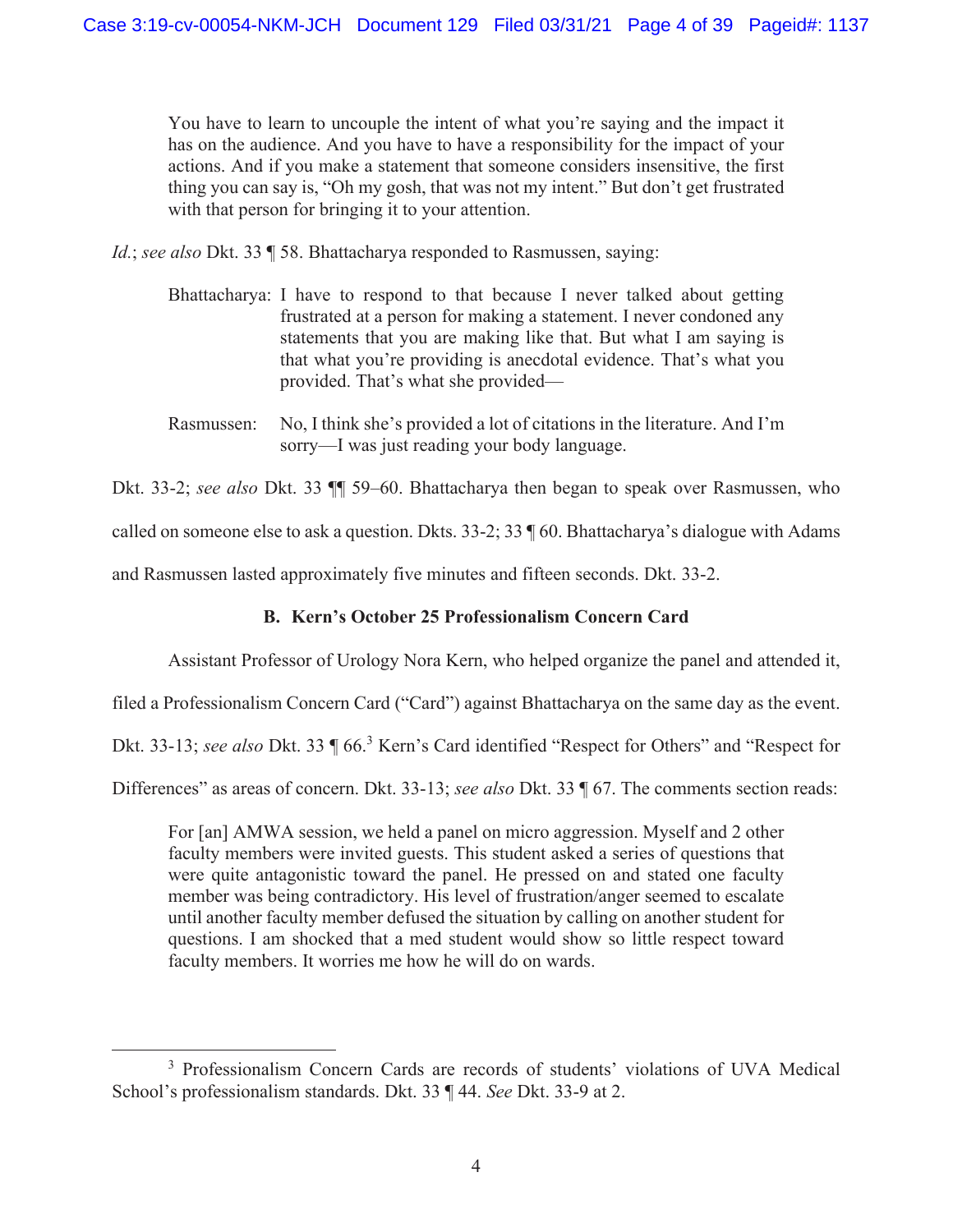> You have to learn to uncouple the intent of what you're saying and the impact it has on the audience. And you have to have a responsibility for the impact of your actions. And if you make a statement that someone considers insensitive, the first thing you can say is, "Oh my gosh, that was not my intent." But don't get frustrated with that person for bringing it to your attention.

*Id.*; *see also* Dkt. 33 ¶ 58. Bhattacharya responded to Rasmussen, saying:

> Bhattacharya: I have to respond to that because I never talked about getting frustrated at a person for making a statement. I never condoned any statements that you are making like that. But what I am saying is that what you're providing is anecdotal evidence. That's what you provided. That's what she provided—
>
> Rasmussen: No, I think she's provided a lot of citations in the literature. And I'm sorry—I was just reading your body language.

Dkt. 33-2; *see also* Dkt. 33 ¶¶ 59–60. Bhattacharya then began to speak over Rasmussen, who called on someone else to ask a question. Dkts. 33-2; 33 ¶ 60. Bhattacharya's dialogue with Adams and Rasmussen lasted approximately five minutes and fifteen seconds. Dkt. 33-2.

### B. Kern's October 25 Professionalism Concern Card

Assistant Professor of Urology Nora Kern, who helped organize the panel and attended it, filed a Professionalism Concern Card ("Card") against Bhattacharya on the same day as the event. Dkt. 33-13; *see also* Dkt. 33 ¶ 66.[3] Kern's Card identified "Respect for Others" and "Respect for Differences" as areas of concern. Dkt. 33-13; *see also* Dkt. 33 ¶ 67. The comments section reads:

> For [an] AMWA session, we held a panel on micro aggression. Myself and 2 other faculty members were invited guests. This student asked a series of questions that were quite antagonistic toward the panel. He pressed on and stated one faculty member was being contradictory. His level of frustration/anger seemed to escalate until another faculty member defused the situation by calling on another student for questions. I am shocked that a med student would show so little respect toward faculty members. It worries me how he will do on wards.

---

[3] Professionalism Concern Cards are records of students' violations of UVA Medical School's professionalism standards. Dkt. 33 ¶ 44. *See* Dkt. 33-9 at 2.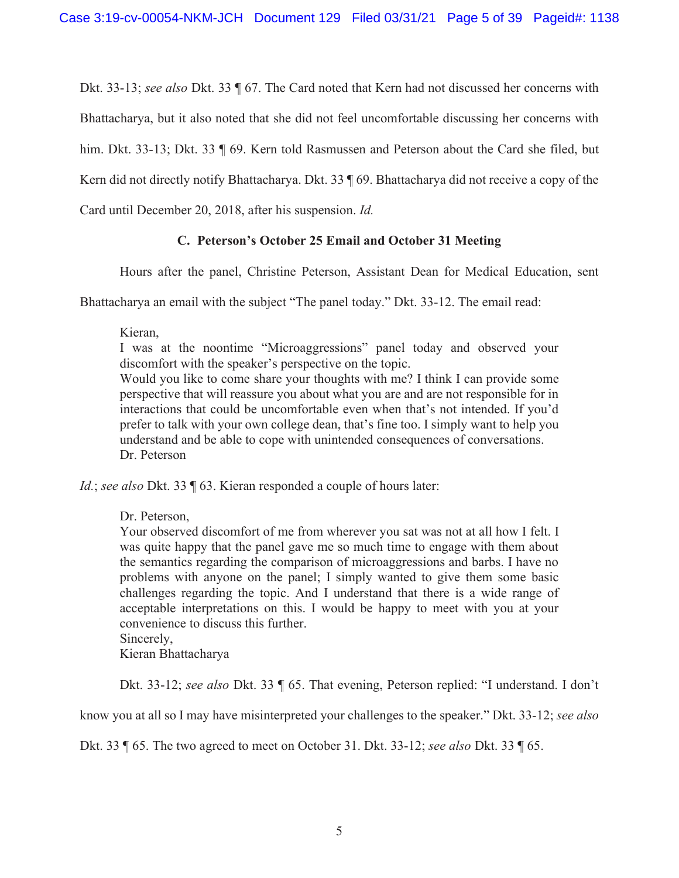Dkt. 33-13; *see also* Dkt. 33 ¶ 67. The Card noted that Kern had not discussed her concerns with Bhattacharya, but it also noted that she did not feel uncomfortable discussing her concerns with him. Dkt. 33-13; Dkt. 33 ¶ 69. Kern told Rasmussen and Peterson about the Card she filed, but Kern did not directly notify Bhattacharya. Dkt. 33 ¶ 69. Bhattacharya did not receive a copy of the Card until December 20, 2018, after his suspension. *Id.*

### C. Peterson's October 25 Email and October 31 Meeting

Hours after the panel, Christine Peterson, Assistant Dean for Medical Education, sent Bhattacharya an email with the subject "The panel today." Dkt. 33-12. The email read:

> Kieran,
> I was at the noontime "Microaggressions" panel today and observed your discomfort with the speaker's perspective on the topic.
> Would you like to come share your thoughts with me? I think I can provide some perspective that will reassure you about what you are and are not responsible for in interactions that could be uncomfortable even when that's not intended. If you'd prefer to talk with your own college dean, that's fine too. I simply want to help you understand and be able to cope with unintended consequences of conversations.
> Dr. Peterson

*Id.*; *see also* Dkt. 33 ¶ 63. Kieran responded a couple of hours later:

> Dr. Peterson,
> Your observed discomfort of me from wherever you sat was not at all how I felt. I was quite happy that the panel gave me so much time to engage with them about the semantics regarding the comparison of microaggressions and barbs. I have no problems with anyone on the panel; I simply wanted to give them some basic challenges regarding the topic. And I understand that there is a wide range of acceptable interpretations on this. I would be happy to meet with you at your convenience to discuss this further.
> Sincerely,
> Kieran Bhattacharya

Dkt. 33-12; *see also* Dkt. 33 ¶ 65. That evening, Peterson replied: "I understand. I don't know you at all so I may have misinterpreted your challenges to the speaker." Dkt. 33-12; *see also* Dkt. 33 ¶ 65. The two agreed to meet on October 31. Dkt. 33-12; *see also* Dkt. 33 ¶ 65.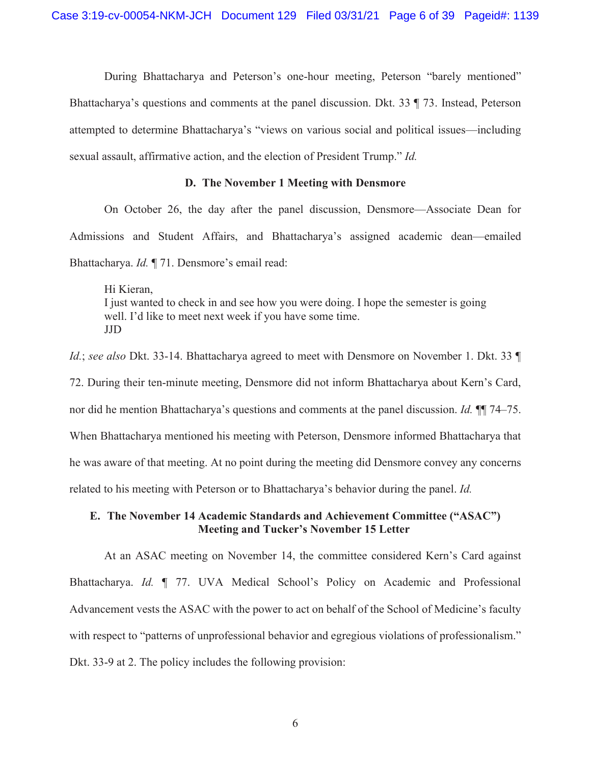During Bhattacharya and Peterson's one-hour meeting, Peterson "barely mentioned" Bhattacharya's questions and comments at the panel discussion. Dkt. 33 ¶ 73. Instead, Peterson attempted to determine Bhattacharya's "views on various social and political issues—including sexual assault, affirmative action, and the election of President Trump." *Id.*

### D. The November 1 Meeting with Densmore

On October 26, the day after the panel discussion, Densmore—Associate Dean for Admissions and Student Affairs, and Bhattacharya's assigned academic dean—emailed Bhattacharya. *Id.* ¶ 71. Densmore's email read:

> Hi Kieran,
> I just wanted to check in and see how you were doing. I hope the semester is going well. I'd like to meet next week if you have some time.
> JJD

*Id.*; *see also* Dkt. 33-14. Bhattacharya agreed to meet with Densmore on November 1. Dkt. 33 ¶ 72. During their ten-minute meeting, Densmore did not inform Bhattacharya about Kern's Card, nor did he mention Bhattacharya's questions and comments at the panel discussion. *Id.* ¶¶ 74–75. When Bhattacharya mentioned his meeting with Peterson, Densmore informed Bhattacharya that he was aware of that meeting. At no point during the meeting did Densmore convey any concerns related to his meeting with Peterson or to Bhattacharya's behavior during the panel. *Id.*

### E. The November 14 Academic Standards and Achievement Committee ("ASAC") Meeting and Tucker's November 15 Letter

At an ASAC meeting on November 14, the committee considered Kern's Card against Bhattacharya. *Id.* ¶ 77. UVA Medical School's Policy on Academic and Professional Advancement vests the ASAC with the power to act on behalf of the School of Medicine's faculty with respect to "patterns of unprofessional behavior and egregious violations of professionalism." Dkt. 33-9 at 2. The policy includes the following provision: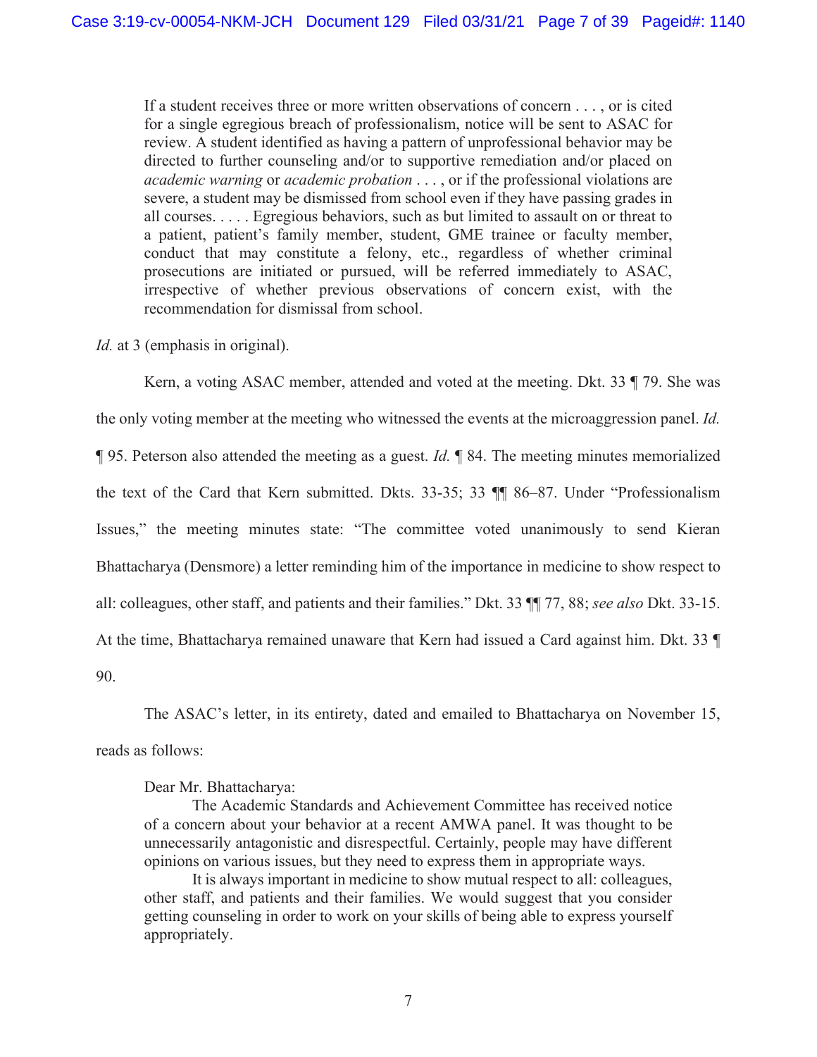> If a student receives three or more written observations of concern . . . , or is cited for a single egregious breach of professionalism, notice will be sent to ASAC for review. A student identified as having a pattern of unprofessional behavior may be directed to further counseling and/or to supportive remediation and/or placed on *academic warning* or *academic probation* . . . , or if the professional violations are severe, a student may be dismissed from school even if they have passing grades in all courses. . . . . Egregious behaviors, such as but limited to assault on or threat to a patient, patient's family member, student, GME trainee or faculty member, conduct that may constitute a felony, etc., regardless of whether criminal prosecutions are initiated or pursued, will be referred immediately to ASAC, irrespective of whether previous observations of concern exist, with the recommendation for dismissal from school.

*Id.* at 3 (emphasis in original).

Kern, a voting ASAC member, attended and voted at the meeting. Dkt. 33 ¶ 79. She was the only voting member at the meeting who witnessed the events at the microaggression panel. *Id.* ¶ 95. Peterson also attended the meeting as a guest. *Id.* ¶ 84. The meeting minutes memorialized the text of the Card that Kern submitted. Dkts. 33-35; 33 ¶¶ 86–87. Under "Professionalism Issues," the meeting minutes state: "The committee voted unanimously to send Kieran Bhattacharya (Densmore) a letter reminding him of the importance in medicine to show respect to all: colleagues, other staff, and patients and their families." Dkt. 33 ¶¶ 77, 88; *see also* Dkt. 33-15. At the time, Bhattacharya remained unaware that Kern had issued a Card against him. Dkt. 33 ¶ 90.

The ASAC's letter, in its entirety, dated and emailed to Bhattacharya on November 15, reads as follows:

> Dear Mr. Bhattacharya:
>
> The Academic Standards and Achievement Committee has received notice of a concern about your behavior at a recent AMWA panel. It was thought to be unnecessarily antagonistic and disrespectful. Certainly, people may have different opinions on various issues, but they need to express them in appropriate ways.
>
> It is always important in medicine to show mutual respect to all: colleagues, other staff, and patients and their families. We would suggest that you consider getting counseling in order to work on your skills of being able to express yourself appropriately.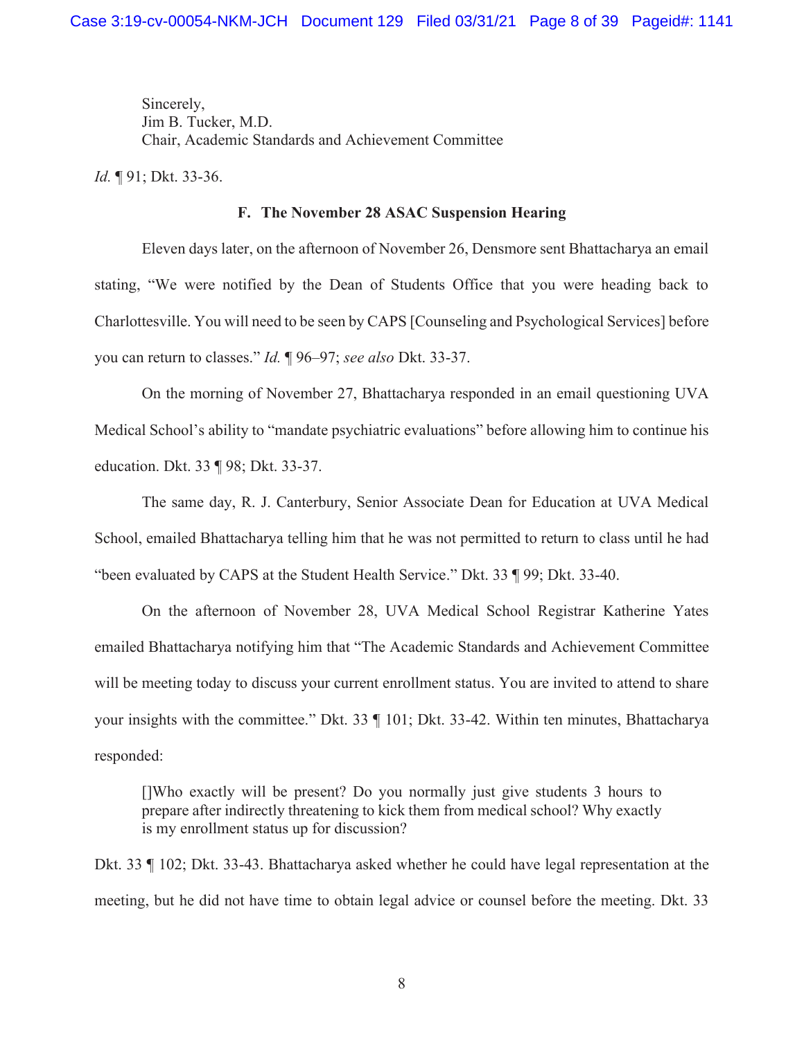Sincerely,
Jim B. Tucker, M.D.
Chair, Academic Standards and Achievement Committee

*Id.* ¶ 91; Dkt. 33-36.

### F. The November 28 ASAC Suspension Hearing

Eleven days later, on the afternoon of November 26, Densmore sent Bhattacharya an email stating, "We were notified by the Dean of Students Office that you were heading back to Charlottesville. You will need to be seen by CAPS [Counseling and Psychological Services] before you can return to classes." *Id.* ¶ 96–97; *see also* Dkt. 33-37.

On the morning of November 27, Bhattacharya responded in an email questioning UVA Medical School's ability to "mandate psychiatric evaluations" before allowing him to continue his education. Dkt. 33 ¶ 98; Dkt. 33-37.

The same day, R. J. Canterbury, Senior Associate Dean for Education at UVA Medical School, emailed Bhattacharya telling him that he was not permitted to return to class until he had "been evaluated by CAPS at the Student Health Service." Dkt. 33 ¶ 99; Dkt. 33-40.

On the afternoon of November 28, UVA Medical School Registrar Katherine Yates emailed Bhattacharya notifying him that "The Academic Standards and Achievement Committee will be meeting today to discuss your current enrollment status. You are invited to attend to share your insights with the committee." Dkt. 33 ¶ 101; Dkt. 33-42. Within ten minutes, Bhattacharya responded:

> []Who exactly will be present? Do you normally just give students 3 hours to prepare after indirectly threatening to kick them from medical school? Why exactly is my enrollment status up for discussion?

Dkt. 33 ¶ 102; Dkt. 33-43. Bhattacharya asked whether he could have legal representation at the meeting, but he did not have time to obtain legal advice or counsel before the meeting. Dkt. 33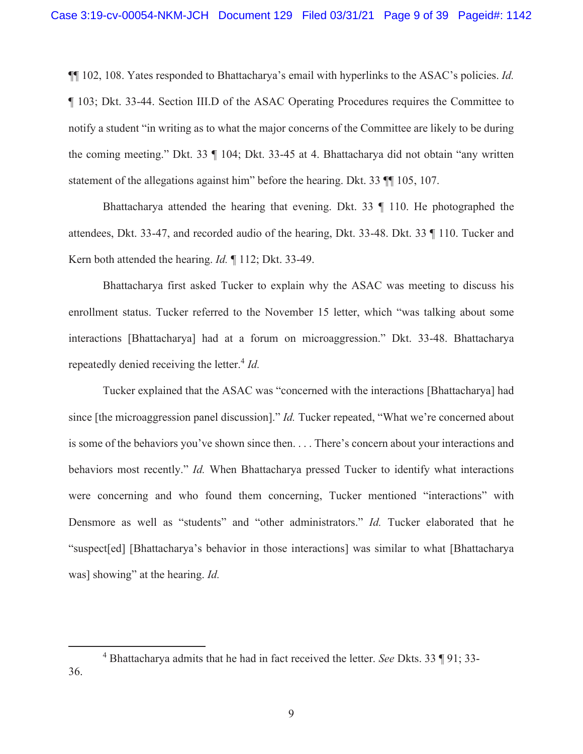¶¶ 102, 108. Yates responded to Bhattacharya's email with hyperlinks to the ASAC's policies. *Id.* ¶ 103; Dkt. 33-44. Section III.D of the ASAC Operating Procedures requires the Committee to notify a student "in writing as to what the major concerns of the Committee are likely to be during the coming meeting." Dkt. 33 ¶ 104; Dkt. 33-45 at 4. Bhattacharya did not obtain "any written statement of the allegations against him" before the hearing. Dkt. 33 ¶¶ 105, 107.

Bhattacharya attended the hearing that evening. Dkt. 33 ¶ 110. He photographed the attendees, Dkt. 33-47, and recorded audio of the hearing, Dkt. 33-48. Dkt. 33 ¶ 110. Tucker and Kern both attended the hearing. *Id.* ¶ 112; Dkt. 33-49.

Bhattacharya first asked Tucker to explain why the ASAC was meeting to discuss his enrollment status. Tucker referred to the November 15 letter, which "was talking about some interactions [Bhattacharya] had at a forum on microaggression." Dkt. 33-48. Bhattacharya repeatedly denied receiving the letter.[4] *Id.*

Tucker explained that the ASAC was "concerned with the interactions [Bhattacharya] had since [the microaggression panel discussion]." *Id.* Tucker repeated, "What we're concerned about is some of the behaviors you've shown since then. . . . There's concern about your interactions and behaviors most recently." *Id.* When Bhattacharya pressed Tucker to identify what interactions were concerning and who found them concerning, Tucker mentioned "interactions" with Densmore as well as "students" and "other administrators." *Id.* Tucker elaborated that he "suspect[ed] [Bhattacharya's behavior in those interactions] was similar to what [Bhattacharya was] showing" at the hearing. *Id.*

---

[4] Bhattacharya admits that he had in fact received the letter. *See* Dkts. 33 ¶ 91; 33-36.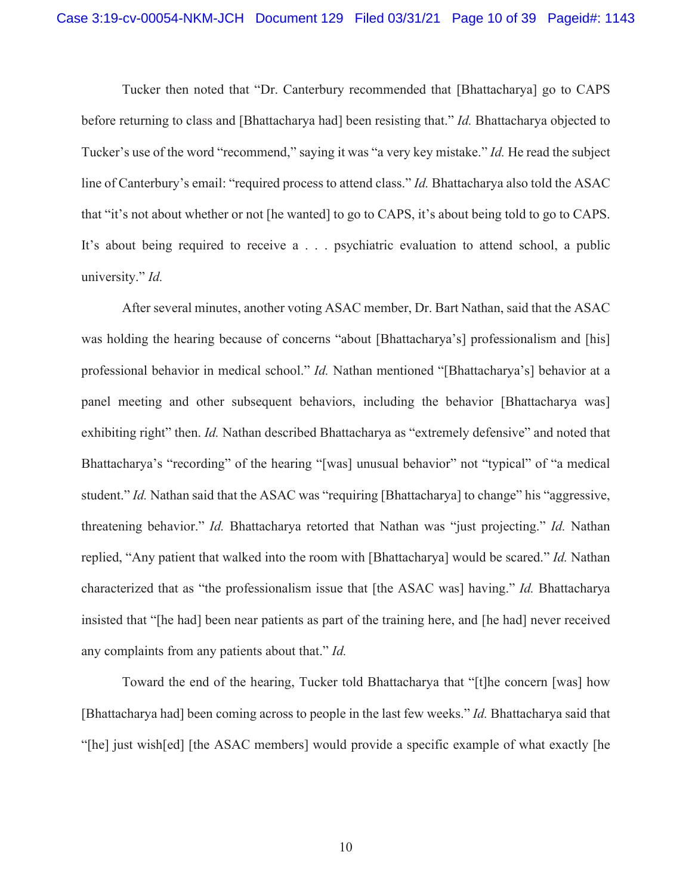Tucker then noted that "Dr. Canterbury recommended that [Bhattacharya] go to CAPS before returning to class and [Bhattacharya had] been resisting that." *Id.* Bhattacharya objected to Tucker's use of the word "recommend," saying it was "a very key mistake." *Id.* He read the subject line of Canterbury's email: "required process to attend class." *Id.* Bhattacharya also told the ASAC that "it's not about whether or not [he wanted] to go to CAPS, it's about being told to go to CAPS. It's about being required to receive a . . . psychiatric evaluation to attend school, a public university." *Id.*

After several minutes, another voting ASAC member, Dr. Bart Nathan, said that the ASAC was holding the hearing because of concerns "about [Bhattacharya's] professionalism and [his] professional behavior in medical school." *Id.* Nathan mentioned "[Bhattacharya's] behavior at a panel meeting and other subsequent behaviors, including the behavior [Bhattacharya was] exhibiting right" then. *Id.* Nathan described Bhattacharya as "extremely defensive" and noted that Bhattacharya's "recording" of the hearing "[was] unusual behavior" not "typical" of "a medical student." *Id.* Nathan said that the ASAC was "requiring [Bhattacharya] to change" his "aggressive, threatening behavior." *Id.* Bhattacharya retorted that Nathan was "just projecting." *Id.* Nathan replied, "Any patient that walked into the room with [Bhattacharya] would be scared." *Id.* Nathan characterized that as "the professionalism issue that [the ASAC was] having." *Id.* Bhattacharya insisted that "[he had] been near patients as part of the training here, and [he had] never received any complaints from any patients about that." *Id.*

Toward the end of the hearing, Tucker told Bhattacharya that "[t]he concern [was] how [Bhattacharya had] been coming across to people in the last few weeks." *Id.* Bhattacharya said that "[he] just wish[ed] [the ASAC members] would provide a specific example of what exactly [he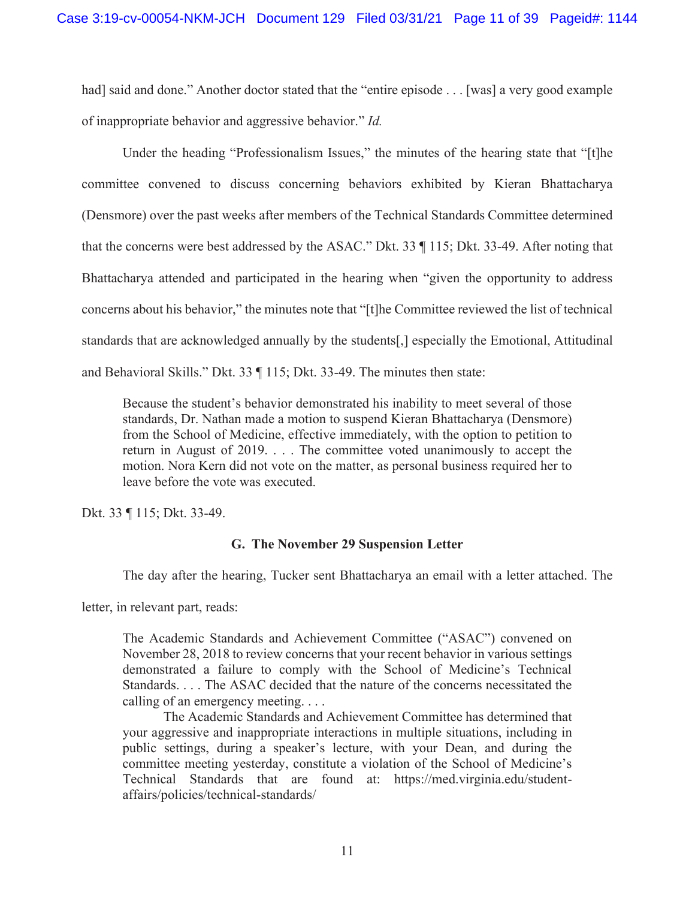had] said and done." Another doctor stated that the "entire episode . . . [was] a very good example of inappropriate behavior and aggressive behavior." *Id.*

Under the heading "Professionalism Issues," the minutes of the hearing state that "[t]he committee convened to discuss concerning behaviors exhibited by Kieran Bhattacharya (Densmore) over the past weeks after members of the Technical Standards Committee determined that the concerns were best addressed by the ASAC." Dkt. 33 ¶ 115; Dkt. 33-49. After noting that Bhattacharya attended and participated in the hearing when "given the opportunity to address concerns about his behavior," the minutes note that "[t]he Committee reviewed the list of technical standards that are acknowledged annually by the students[,] especially the Emotional, Attitudinal and Behavioral Skills." Dkt. 33 ¶ 115; Dkt. 33-49. The minutes then state:

> Because the student's behavior demonstrated his inability to meet several of those standards, Dr. Nathan made a motion to suspend Kieran Bhattacharya (Densmore) from the School of Medicine, effective immediately, with the option to petition to return in August of 2019. . . . The committee voted unanimously to accept the motion. Nora Kern did not vote on the matter, as personal business required her to leave before the vote was executed.

Dkt. 33 ¶ 115; Dkt. 33-49.

### G. The November 29 Suspension Letter

The day after the hearing, Tucker sent Bhattacharya an email with a letter attached. The letter, in relevant part, reads:

> The Academic Standards and Achievement Committee ("ASAC") convened on November 28, 2018 to review concerns that your recent behavior in various settings demonstrated a failure to comply with the School of Medicine's Technical Standards. . . . The ASAC decided that the nature of the concerns necessitated the calling of an emergency meeting. . . .
>
> The Academic Standards and Achievement Committee has determined that your aggressive and inappropriate interactions in multiple situations, including in public settings, during a speaker's lecture, with your Dean, and during the committee meeting yesterday, constitute a violation of the School of Medicine's Technical Standards that are found at: https://med.virginia.edu/student-affairs/policies/technical-standards/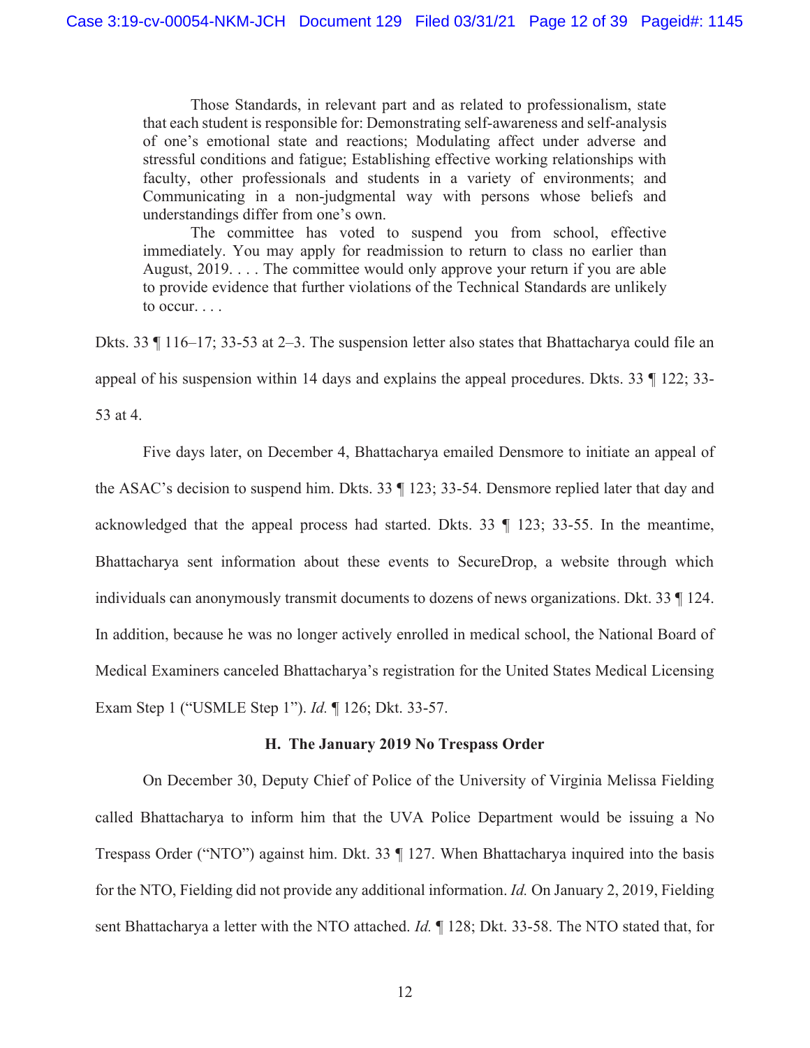> Those Standards, in relevant part and as related to professionalism, state that each student is responsible for: Demonstrating self-awareness and self-analysis of one's emotional state and reactions; Modulating affect under adverse and stressful conditions and fatigue; Establishing effective working relationships with faculty, other professionals and students in a variety of environments; and Communicating in a non-judgmental way with persons whose beliefs and understandings differ from one's own.
>
> The committee has voted to suspend you from school, effective immediately. You may apply for readmission to return to class no earlier than August, 2019. . . . The committee would only approve your return if you are able to provide evidence that further violations of the Technical Standards are unlikely to occur. . . .

Dkts. 33 ¶ 116–17; 33-53 at 2–3. The suspension letter also states that Bhattacharya could file an appeal of his suspension within 14 days and explains the appeal procedures. Dkts. 33 ¶ 122; 33-53 at 4.

Five days later, on December 4, Bhattacharya emailed Densmore to initiate an appeal of the ASAC's decision to suspend him. Dkts. 33 ¶ 123; 33-54. Densmore replied later that day and acknowledged that the appeal process had started. Dkts. 33 ¶ 123; 33-55. In the meantime, Bhattacharya sent information about these events to SecureDrop, a website through which individuals can anonymously transmit documents to dozens of news organizations. Dkt. 33 ¶ 124. In addition, because he was no longer actively enrolled in medical school, the National Board of Medical Examiners canceled Bhattacharya's registration for the United States Medical Licensing Exam Step 1 ("USMLE Step 1"). *Id.* ¶ 126; Dkt. 33-57.

### H. The January 2019 No Trespass Order

On December 30, Deputy Chief of Police of the University of Virginia Melissa Fielding called Bhattacharya to inform him that the UVA Police Department would be issuing a No Trespass Order ("NTO") against him. Dkt. 33 ¶ 127. When Bhattacharya inquired into the basis for the NTO, Fielding did not provide any additional information. *Id.* On January 2, 2019, Fielding sent Bhattacharya a letter with the NTO attached. *Id.* ¶ 128; Dkt. 33-58. The NTO stated that, for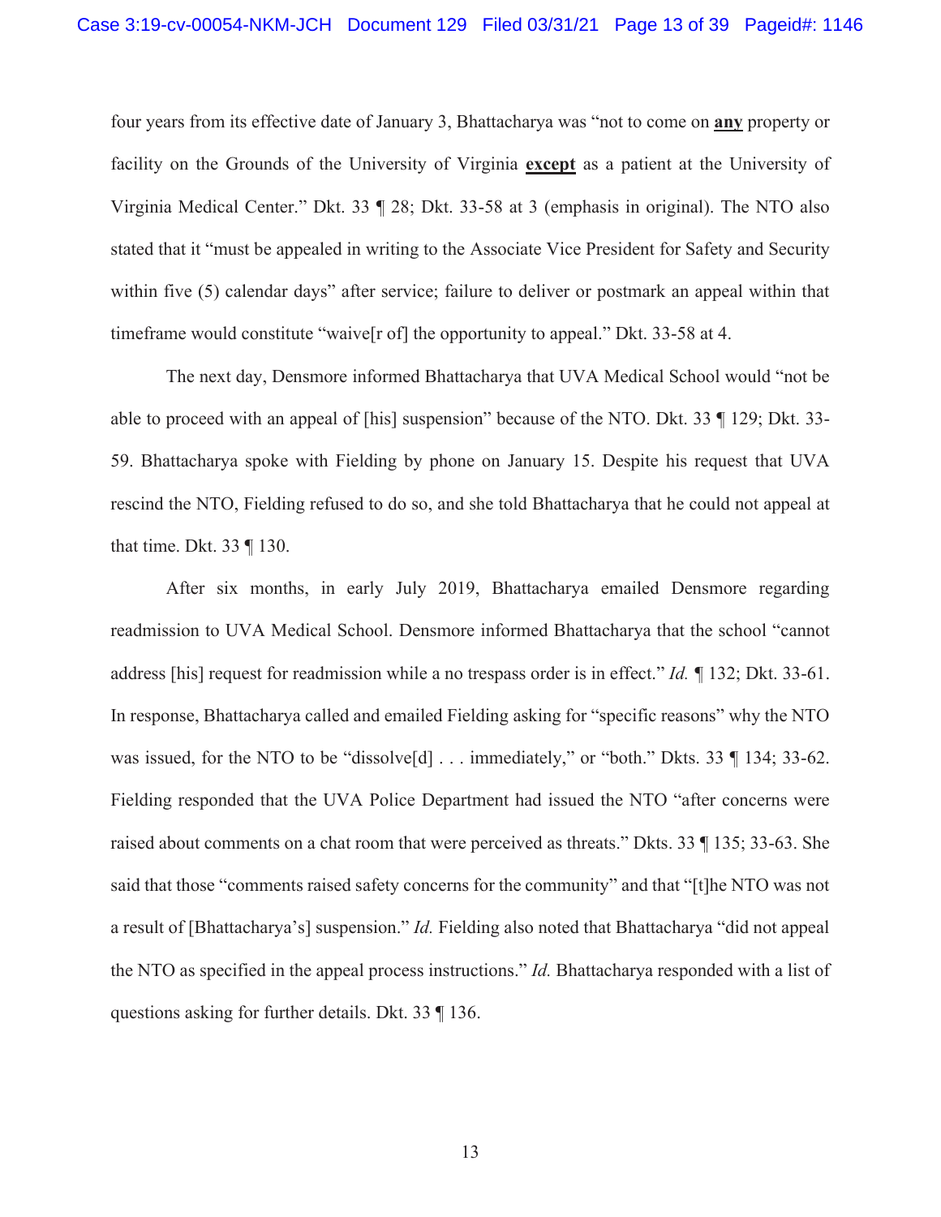four years from its effective date of January 3, Bhattacharya was "not to come on **any** property or facility on the Grounds of the University of Virginia **except** as a patient at the University of Virginia Medical Center." Dkt. 33 ¶ 28; Dkt. 33-58 at 3 (emphasis in original). The NTO also stated that it "must be appealed in writing to the Associate Vice President for Safety and Security within five (5) calendar days" after service; failure to deliver or postmark an appeal within that timeframe would constitute "waive[r of] the opportunity to appeal." Dkt. 33-58 at 4.

The next day, Densmore informed Bhattacharya that UVA Medical School would "not be able to proceed with an appeal of [his] suspension" because of the NTO. Dkt. 33 ¶ 129; Dkt. 33-59. Bhattacharya spoke with Fielding by phone on January 15. Despite his request that UVA rescind the NTO, Fielding refused to do so, and she told Bhattacharya that he could not appeal at that time. Dkt. 33 ¶ 130.

After six months, in early July 2019, Bhattacharya emailed Densmore regarding readmission to UVA Medical School. Densmore informed Bhattacharya that the school "cannot address [his] request for readmission while a no trespass order is in effect." *Id.* ¶ 132; Dkt. 33-61. In response, Bhattacharya called and emailed Fielding asking for "specific reasons" why the NTO was issued, for the NTO to be "dissolve[d] . . . immediately," or "both." Dkts. 33 ¶ 134; 33-62. Fielding responded that the UVA Police Department had issued the NTO "after concerns were raised about comments on a chat room that were perceived as threats." Dkts. 33 ¶ 135; 33-63. She said that those "comments raised safety concerns for the community" and that "[t]he NTO was not a result of [Bhattacharya's] suspension." *Id.* Fielding also noted that Bhattacharya "did not appeal the NTO as specified in the appeal process instructions." *Id.* Bhattacharya responded with a list of questions asking for further details. Dkt. 33 ¶ 136.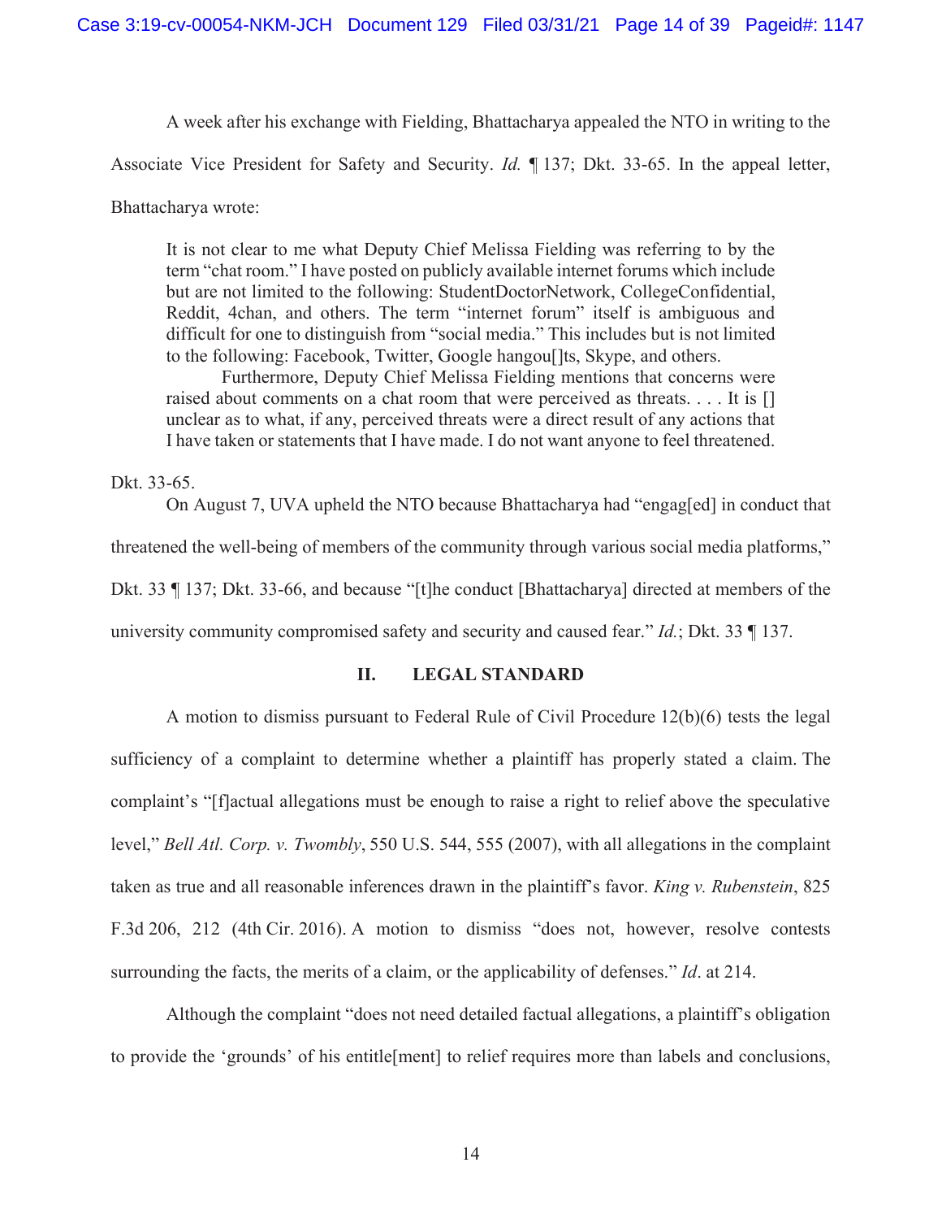A week after his exchange with Fielding, Bhattacharya appealed the NTO in writing to the Associate Vice President for Safety and Security. *Id.* ¶ 137; Dkt. 33-65. In the appeal letter, Bhattacharya wrote:

> It is not clear to me what Deputy Chief Melissa Fielding was referring to by the term "chat room." I have posted on publicly available internet forums which include but are not limited to the following: StudentDoctorNetwork, CollegeConfidential, Reddit, 4chan, and others. The term "internet forum" itself is ambiguous and difficult for one to distinguish from "social media." This includes but is not limited to the following: Facebook, Twitter, Google hangou[]ts, Skype, and others.
>
> Furthermore, Deputy Chief Melissa Fielding mentions that concerns were raised about comments on a chat room that were perceived as threats. . . . It is [] unclear as to what, if any, perceived threats were a direct result of any actions that I have taken or statements that I have made. I do not want anyone to feel threatened.

Dkt. 33-65.

On August 7, UVA upheld the NTO because Bhattacharya had "engag[ed] in conduct that threatened the well-being of members of the community through various social media platforms," Dkt. 33 ¶ 137; Dkt. 33-66, and because "[t]he conduct [Bhattacharya] directed at members of the university community compromised safety and security and caused fear." *Id.*; Dkt. 33 ¶ 137.

## II. LEGAL STANDARD

A motion to dismiss pursuant to Federal Rule of Civil Procedure 12(b)(6) tests the legal sufficiency of a complaint to determine whether a plaintiff has properly stated a claim. The complaint's "[f]actual allegations must be enough to raise a right to relief above the speculative level," *Bell Atl. Corp. v. Twombly*, 550 U.S. 544, 555 (2007), with all allegations in the complaint taken as true and all reasonable inferences drawn in the plaintiff's favor. *King v. Rubenstein*, 825 F.3d 206, 212 (4th Cir. 2016). A motion to dismiss "does not, however, resolve contests surrounding the facts, the merits of a claim, or the applicability of defenses." *Id*. at 214.

Although the complaint "does not need detailed factual allegations, a plaintiff's obligation to provide the 'grounds' of his entitle[ment] to relief requires more than labels and conclusions,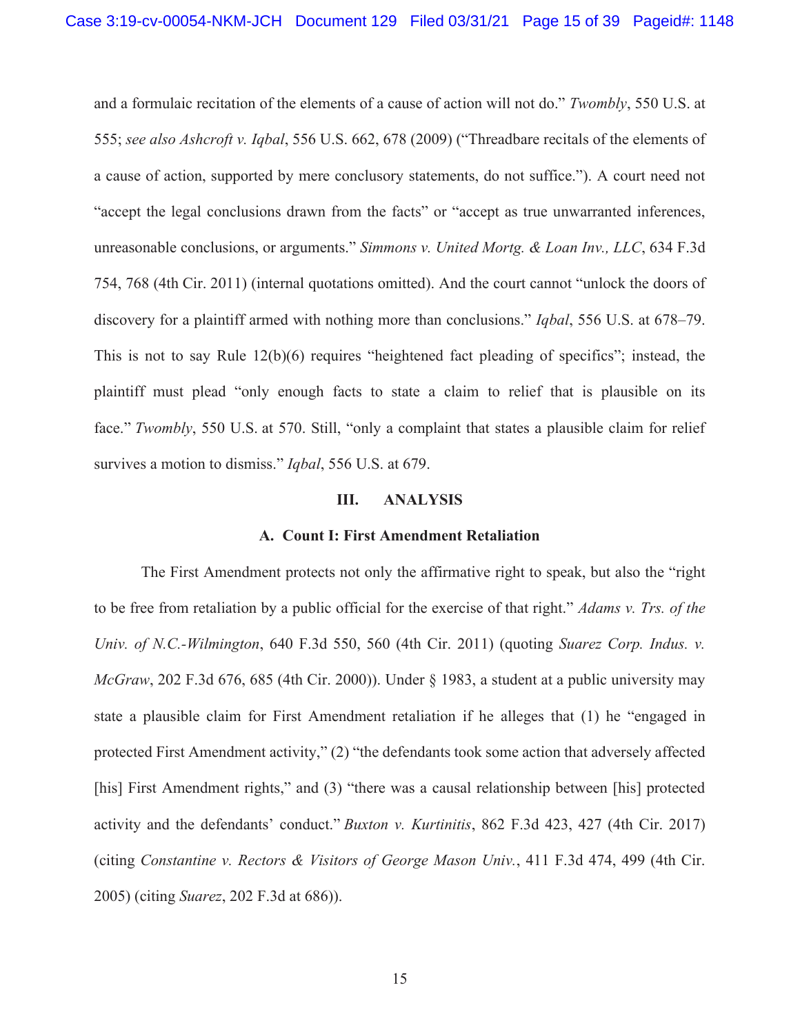and a formulaic recitation of the elements of a cause of action will not do." *Twombly*, 550 U.S. at 555; *see also Ashcroft v. Iqbal*, 556 U.S. 662, 678 (2009) ("Threadbare recitals of the elements of a cause of action, supported by mere conclusory statements, do not suffice."). A court need not "accept the legal conclusions drawn from the facts" or "accept as true unwarranted inferences, unreasonable conclusions, or arguments." *Simmons v. United Mortg. & Loan Inv., LLC*, 634 F.3d 754, 768 (4th Cir. 2011) (internal quotations omitted). And the court cannot "unlock the doors of discovery for a plaintiff armed with nothing more than conclusions." *Iqbal*, 556 U.S. at 678–79. This is not to say Rule 12(b)(6) requires "heightened fact pleading of specifics"; instead, the plaintiff must plead "only enough facts to state a claim to relief that is plausible on its face." *Twombly*, 550 U.S. at 570. Still, "only a complaint that states a plausible claim for relief survives a motion to dismiss." *Iqbal*, 556 U.S. at 679.

## III. ANALYSIS

### A. Count I: First Amendment Retaliation

The First Amendment protects not only the affirmative right to speak, but also the "right to be free from retaliation by a public official for the exercise of that right." *Adams v. Trs. of the Univ. of N.C.-Wilmington*, 640 F.3d 550, 560 (4th Cir. 2011) (quoting *Suarez Corp. Indus. v. McGraw*, 202 F.3d 676, 685 (4th Cir. 2000)). Under § 1983, a student at a public university may state a plausible claim for First Amendment retaliation if he alleges that (1) he "engaged in protected First Amendment activity," (2) "the defendants took some action that adversely affected [his] First Amendment rights," and (3) "there was a causal relationship between [his] protected activity and the defendants' conduct." *Buxton v. Kurtinitis*, 862 F.3d 423, 427 (4th Cir. 2017) (citing *Constantine v. Rectors & Visitors of George Mason Univ.*, 411 F.3d 474, 499 (4th Cir. 2005) (citing *Suarez*, 202 F.3d at 686)).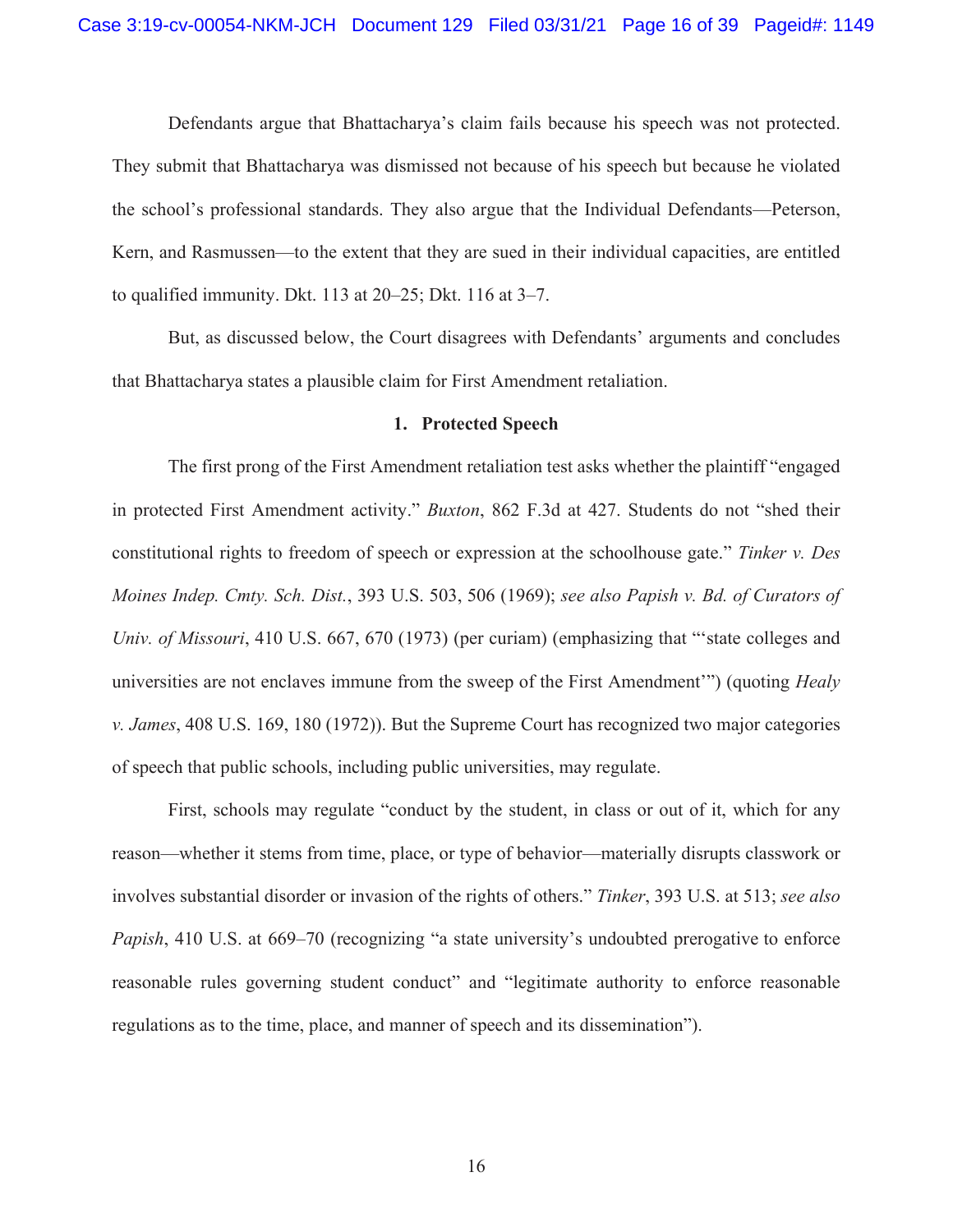Defendants argue that Bhattacharya's claim fails because his speech was not protected. They submit that Bhattacharya was dismissed not because of his speech but because he violated the school's professional standards. They also argue that the Individual Defendants—Peterson, Kern, and Rasmussen—to the extent that they are sued in their individual capacities, are entitled to qualified immunity. Dkt. 113 at 20–25; Dkt. 116 at 3–7.

But, as discussed below, the Court disagrees with Defendants' arguments and concludes that Bhattacharya states a plausible claim for First Amendment retaliation.

**1. Protected Speech**

The first prong of the First Amendment retaliation test asks whether the plaintiff "engaged in protected First Amendment activity." *Buxton*, 862 F.3d at 427. Students do not "shed their constitutional rights to freedom of speech or expression at the schoolhouse gate." *Tinker v. Des Moines Indep. Cmty. Sch. Dist.*, 393 U.S. 503, 506 (1969); *see also Papish v. Bd. of Curators of Univ. of Missouri*, 410 U.S. 667, 670 (1973) (per curiam) (emphasizing that "'state colleges and universities are not enclaves immune from the sweep of the First Amendment'") (quoting *Healy v. James*, 408 U.S. 169, 180 (1972)). But the Supreme Court has recognized two major categories of speech that public schools, including public universities, may regulate.

First, schools may regulate "conduct by the student, in class or out of it, which for any reason—whether it stems from time, place, or type of behavior—materially disrupts classwork or involves substantial disorder or invasion of the rights of others." *Tinker*, 393 U.S. at 513; *see also Papish*, 410 U.S. at 669–70 (recognizing "a state university's undoubted prerogative to enforce reasonable rules governing student conduct" and "legitimate authority to enforce reasonable regulations as to the time, place, and manner of speech and its dissemination").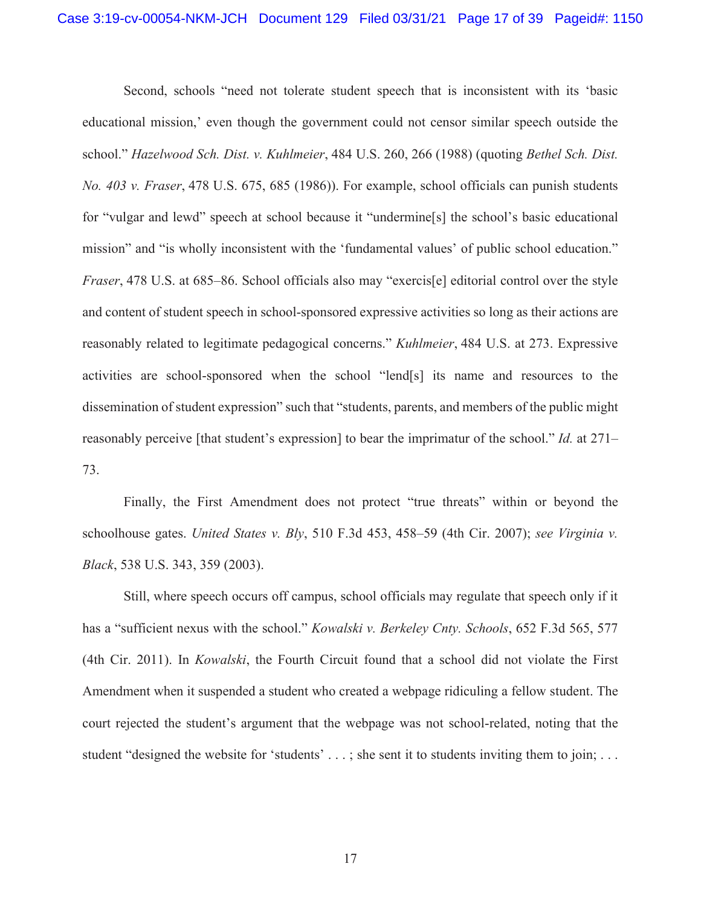Second, schools "need not tolerate student speech that is inconsistent with its 'basic educational mission,' even though the government could not censor similar speech outside the school." *Hazelwood Sch. Dist. v. Kuhlmeier*, 484 U.S. 260, 266 (1988) (quoting *Bethel Sch. Dist. No. 403 v. Fraser*, 478 U.S. 675, 685 (1986)). For example, school officials can punish students for "vulgar and lewd" speech at school because it "undermine[s] the school's basic educational mission" and "is wholly inconsistent with the 'fundamental values' of public school education." *Fraser*, 478 U.S. at 685–86. School officials also may "exercis[e] editorial control over the style and content of student speech in school-sponsored expressive activities so long as their actions are reasonably related to legitimate pedagogical concerns." *Kuhlmeier*, 484 U.S. at 273. Expressive activities are school-sponsored when the school "lend[s] its name and resources to the dissemination of student expression" such that "students, parents, and members of the public might reasonably perceive [that student's expression] to bear the imprimatur of the school." *Id.* at 271–73.

Finally, the First Amendment does not protect "true threats" within or beyond the schoolhouse gates. *United States v. Bly*, 510 F.3d 453, 458–59 (4th Cir. 2007); *see Virginia v. Black*, 538 U.S. 343, 359 (2003).

Still, where speech occurs off campus, school officials may regulate that speech only if it has a "sufficient nexus with the school." *Kowalski v. Berkeley Cnty. Schools*, 652 F.3d 565, 577 (4th Cir. 2011). In *Kowalski*, the Fourth Circuit found that a school did not violate the First Amendment when it suspended a student who created a webpage ridiculing a fellow student. The court rejected the student's argument that the webpage was not school-related, noting that the student "designed the website for 'students' . . . ; she sent it to students inviting them to join; . . .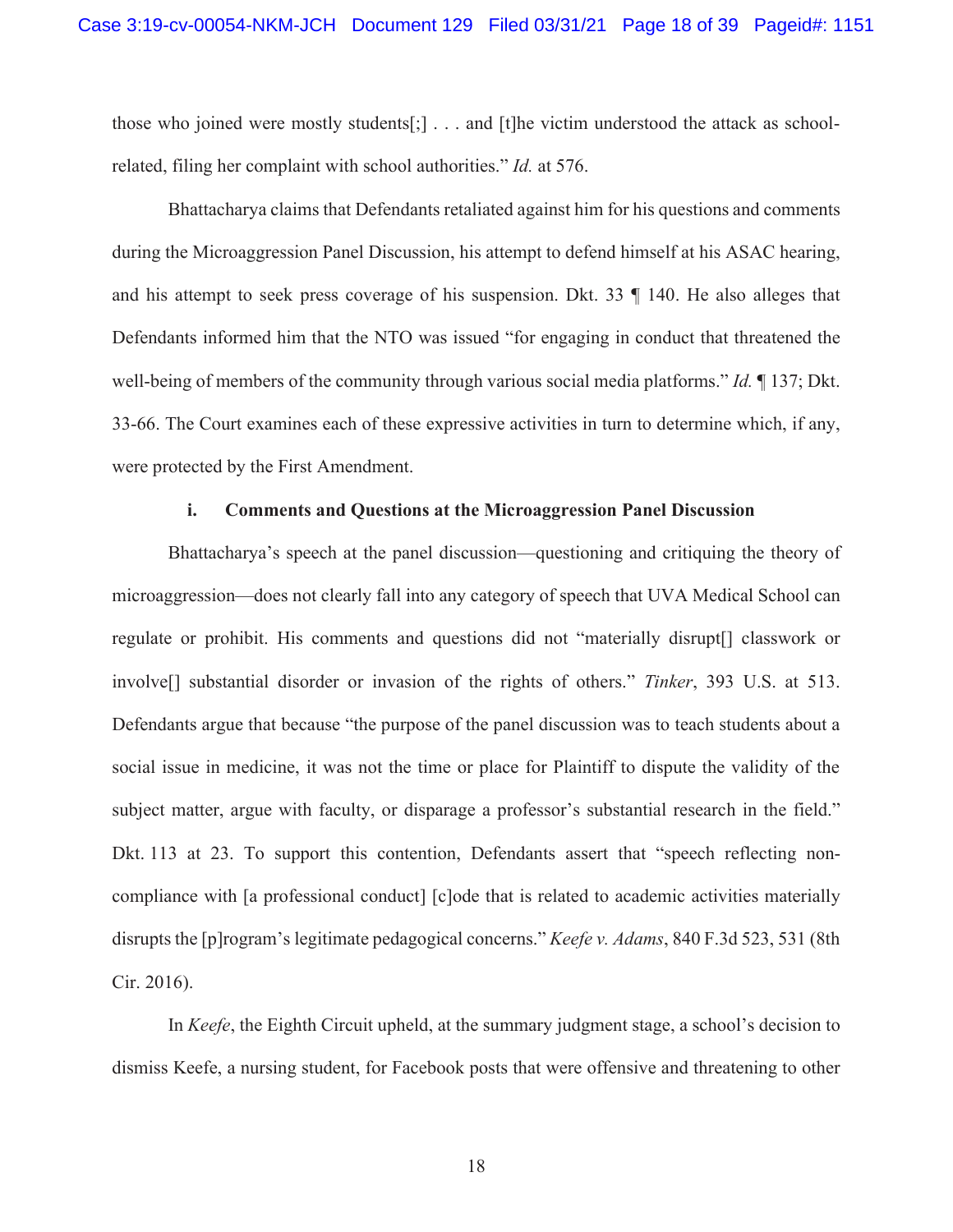those who joined were mostly students[;] . . . and [t]he victim understood the attack as school-related, filing her complaint with school authorities." *Id.* at 576.

Bhattacharya claims that Defendants retaliated against him for his questions and comments during the Microaggression Panel Discussion, his attempt to defend himself at his ASAC hearing, and his attempt to seek press coverage of his suspension. Dkt. 33 ¶ 140. He also alleges that Defendants informed him that the NTO was issued "for engaging in conduct that threatened the well-being of members of the community through various social media platforms." *Id.* ¶ 137; Dkt. 33-66. The Court examines each of these expressive activities in turn to determine which, if any, were protected by the First Amendment.

**i. Comments and Questions at the Microaggression Panel Discussion**

Bhattacharya's speech at the panel discussion—questioning and critiquing the theory of microaggression—does not clearly fall into any category of speech that UVA Medical School can regulate or prohibit. His comments and questions did not "materially disrupt[] classwork or involve[] substantial disorder or invasion of the rights of others." *Tinker*, 393 U.S. at 513. Defendants argue that because "the purpose of the panel discussion was to teach students about a social issue in medicine, it was not the time or place for Plaintiff to dispute the validity of the subject matter, argue with faculty, or disparage a professor's substantial research in the field." Dkt. 113 at 23. To support this contention, Defendants assert that "speech reflecting non-compliance with [a professional conduct] [c]ode that is related to academic activities materially disrupts the [p]rogram's legitimate pedagogical concerns." *Keefe v. Adams*, 840 F.3d 523, 531 (8th Cir. 2016).

In *Keefe*, the Eighth Circuit upheld, at the summary judgment stage, a school's decision to dismiss Keefe, a nursing student, for Facebook posts that were offensive and threatening to other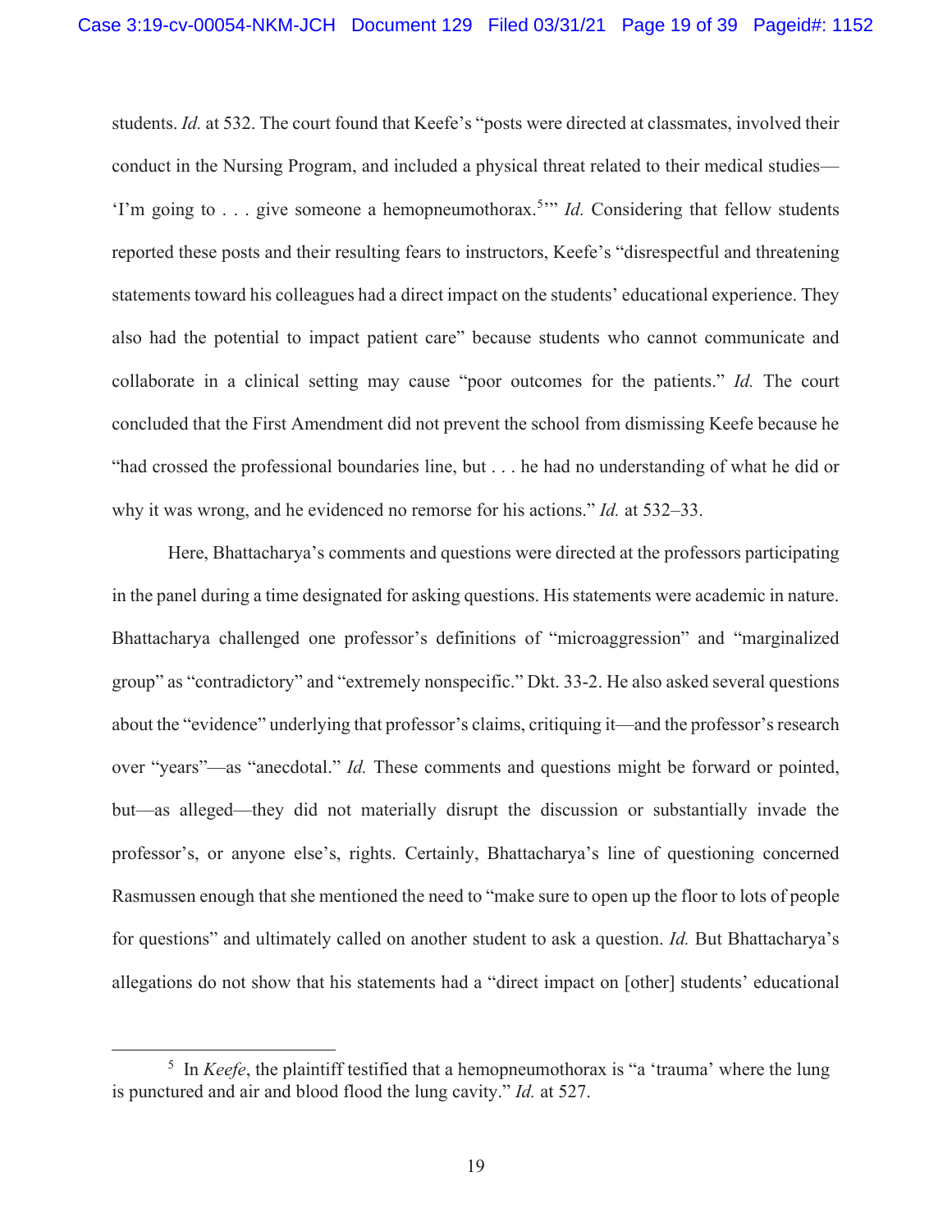students. *Id.* at 532. The court found that Keefe's "posts were directed at classmates, involved their conduct in the Nursing Program, and included a physical threat related to their medical studies—'I'm going to . . . give someone a hemopneumothorax.[5]'" *Id.* Considering that fellow students reported these posts and their resulting fears to instructors, Keefe's "disrespectful and threatening statements toward his colleagues had a direct impact on the students' educational experience. They also had the potential to impact patient care" because students who cannot communicate and collaborate in a clinical setting may cause "poor outcomes for the patients." *Id.* The court concluded that the First Amendment did not prevent the school from dismissing Keefe because he "had crossed the professional boundaries line, but . . . he had no understanding of what he did or why it was wrong, and he evidenced no remorse for his actions." *Id.* at 532–33.

Here, Bhattacharya's comments and questions were directed at the professors participating in the panel during a time designated for asking questions. His statements were academic in nature. Bhattacharya challenged one professor's definitions of "microaggression" and "marginalized group" as "contradictory" and "extremely nonspecific." Dkt. 33-2. He also asked several questions about the "evidence" underlying that professor's claims, critiquing it—and the professor's research over "years"—as "anecdotal." *Id.* These comments and questions might be forward or pointed, but—as alleged—they did not materially disrupt the discussion or substantially invade the professor's, or anyone else's, rights. Certainly, Bhattacharya's line of questioning concerned Rasmussen enough that she mentioned the need to "make sure to open up the floor to lots of people for questions" and ultimately called on another student to ask a question. *Id.* But Bhattacharya's allegations do not show that his statements had a "direct impact on [other] students' educational

[5] In *Keefe*, the plaintiff testified that a hemopneumothorax is "a 'trauma' where the lung is punctured and air and blood flood the lung cavity." *Id.* at 527.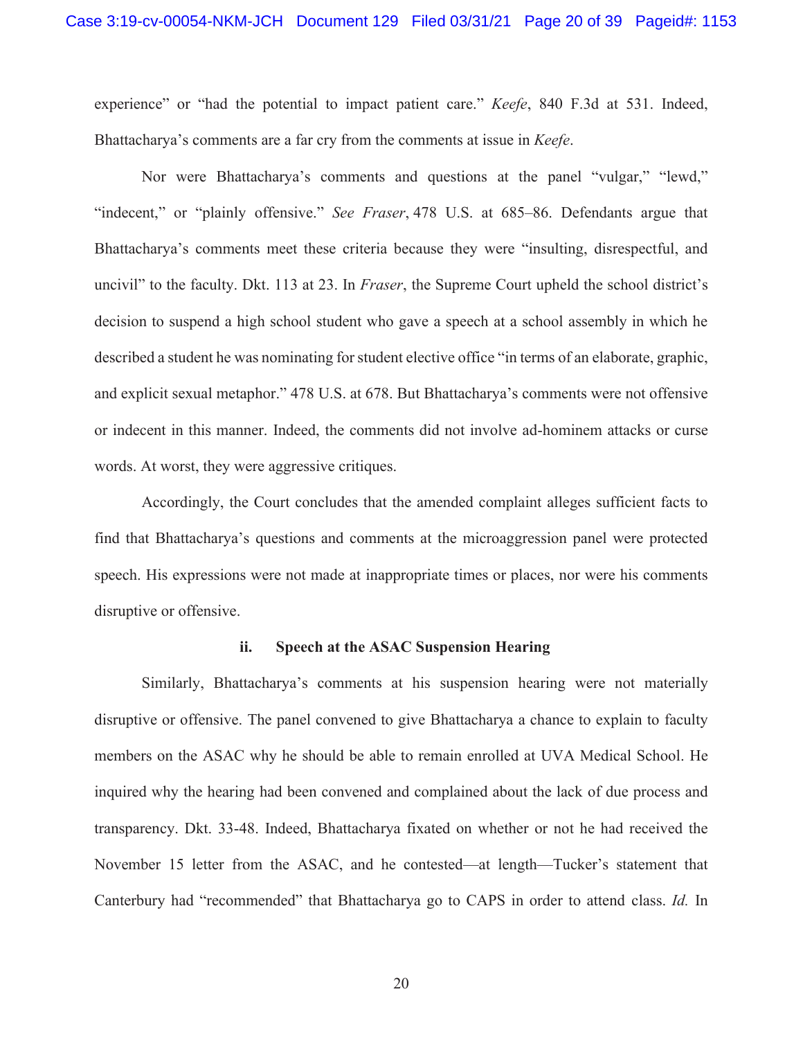experience" or "had the potential to impact patient care." *Keefe*, 840 F.3d at 531. Indeed, Bhattacharya's comments are a far cry from the comments at issue in *Keefe*.

Nor were Bhattacharya's comments and questions at the panel "vulgar," "lewd," "indecent," or "plainly offensive." *See Fraser*, 478 U.S. at 685–86. Defendants argue that Bhattacharya's comments meet these criteria because they were "insulting, disrespectful, and uncivil" to the faculty. Dkt. 113 at 23. In *Fraser*, the Supreme Court upheld the school district's decision to suspend a high school student who gave a speech at a school assembly in which he described a student he was nominating for student elective office "in terms of an elaborate, graphic, and explicit sexual metaphor." 478 U.S. at 678. But Bhattacharya's comments were not offensive or indecent in this manner. Indeed, the comments did not involve ad-hominem attacks or curse words. At worst, they were aggressive critiques.

Accordingly, the Court concludes that the amended complaint alleges sufficient facts to find that Bhattacharya's questions and comments at the microaggression panel were protected speech. His expressions were not made at inappropriate times or places, nor were his comments disruptive or offensive.

**ii. Speech at the ASAC Suspension Hearing**

Similarly, Bhattacharya's comments at his suspension hearing were not materially disruptive or offensive. The panel convened to give Bhattacharya a chance to explain to faculty members on the ASAC why he should be able to remain enrolled at UVA Medical School. He inquired why the hearing had been convened and complained about the lack of due process and transparency. Dkt. 33-48. Indeed, Bhattacharya fixated on whether or not he had received the November 15 letter from the ASAC, and he contested—at length—Tucker's statement that Canterbury had "recommended" that Bhattacharya go to CAPS in order to attend class. *Id.* In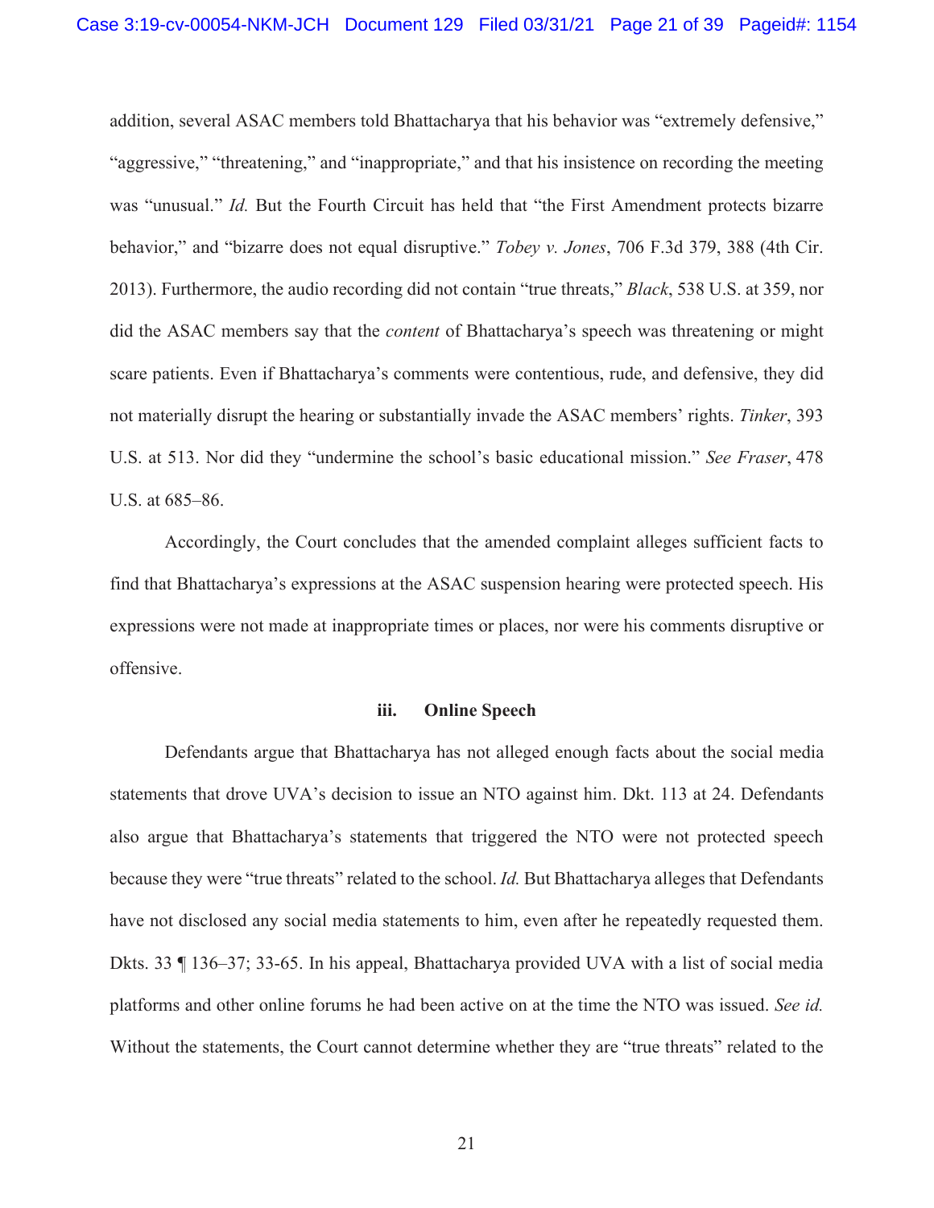addition, several ASAC members told Bhattacharya that his behavior was "extremely defensive," "aggressive," "threatening," and "inappropriate," and that his insistence on recording the meeting was "unusual." *Id.* But the Fourth Circuit has held that "the First Amendment protects bizarre behavior," and "bizarre does not equal disruptive." *Tobey v. Jones*, 706 F.3d 379, 388 (4th Cir. 2013). Furthermore, the audio recording did not contain "true threats," *Black*, 538 U.S. at 359, nor did the ASAC members say that the *content* of Bhattacharya's speech was threatening or might scare patients. Even if Bhattacharya's comments were contentious, rude, and defensive, they did not materially disrupt the hearing or substantially invade the ASAC members' rights. *Tinker*, 393 U.S. at 513. Nor did they "undermine the school's basic educational mission." *See Fraser*, 478 U.S. at 685–86.

Accordingly, the Court concludes that the amended complaint alleges sufficient facts to find that Bhattacharya's expressions at the ASAC suspension hearing were protected speech. His expressions were not made at inappropriate times or places, nor were his comments disruptive or offensive.

**iii. Online Speech**

Defendants argue that Bhattacharya has not alleged enough facts about the social media statements that drove UVA's decision to issue an NTO against him. Dkt. 113 at 24. Defendants also argue that Bhattacharya's statements that triggered the NTO were not protected speech because they were "true threats" related to the school. *Id.* But Bhattacharya alleges that Defendants have not disclosed any social media statements to him, even after he repeatedly requested them. Dkts. 33 ¶ 136–37; 33-65. In his appeal, Bhattacharya provided UVA with a list of social media platforms and other online forums he had been active on at the time the NTO was issued. *See id.* Without the statements, the Court cannot determine whether they are "true threats" related to the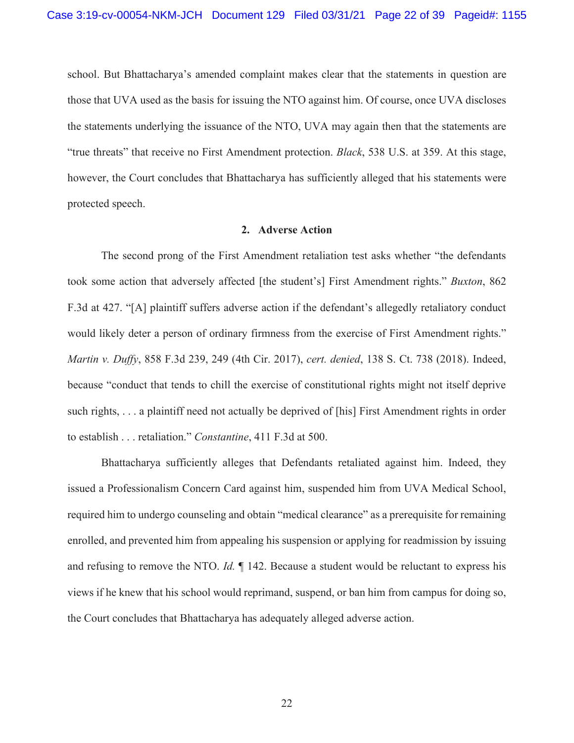school. But Bhattacharya's amended complaint makes clear that the statements in question are those that UVA used as the basis for issuing the NTO against him. Of course, once UVA discloses the statements underlying the issuance of the NTO, UVA may again then that the statements are "true threats" that receive no First Amendment protection. *Black*, 538 U.S. at 359. At this stage, however, the Court concludes that Bhattacharya has sufficiently alleged that his statements were protected speech.

**2. Adverse Action**

The second prong of the First Amendment retaliation test asks whether "the defendants took some action that adversely affected [the student's] First Amendment rights." *Buxton*, 862 F.3d at 427. "[A] plaintiff suffers adverse action if the defendant's allegedly retaliatory conduct would likely deter a person of ordinary firmness from the exercise of First Amendment rights." *Martin v. Duffy*, 858 F.3d 239, 249 (4th Cir. 2017), *cert. denied*, 138 S. Ct. 738 (2018). Indeed, because "conduct that tends to chill the exercise of constitutional rights might not itself deprive such rights, . . . a plaintiff need not actually be deprived of [his] First Amendment rights in order to establish . . . retaliation." *Constantine*, 411 F.3d at 500.

Bhattacharya sufficiently alleges that Defendants retaliated against him. Indeed, they issued a Professionalism Concern Card against him, suspended him from UVA Medical School, required him to undergo counseling and obtain "medical clearance" as a prerequisite for remaining enrolled, and prevented him from appealing his suspension or applying for readmission by issuing and refusing to remove the NTO. *Id.* ¶ 142. Because a student would be reluctant to express his views if he knew that his school would reprimand, suspend, or ban him from campus for doing so, the Court concludes that Bhattacharya has adequately alleged adverse action.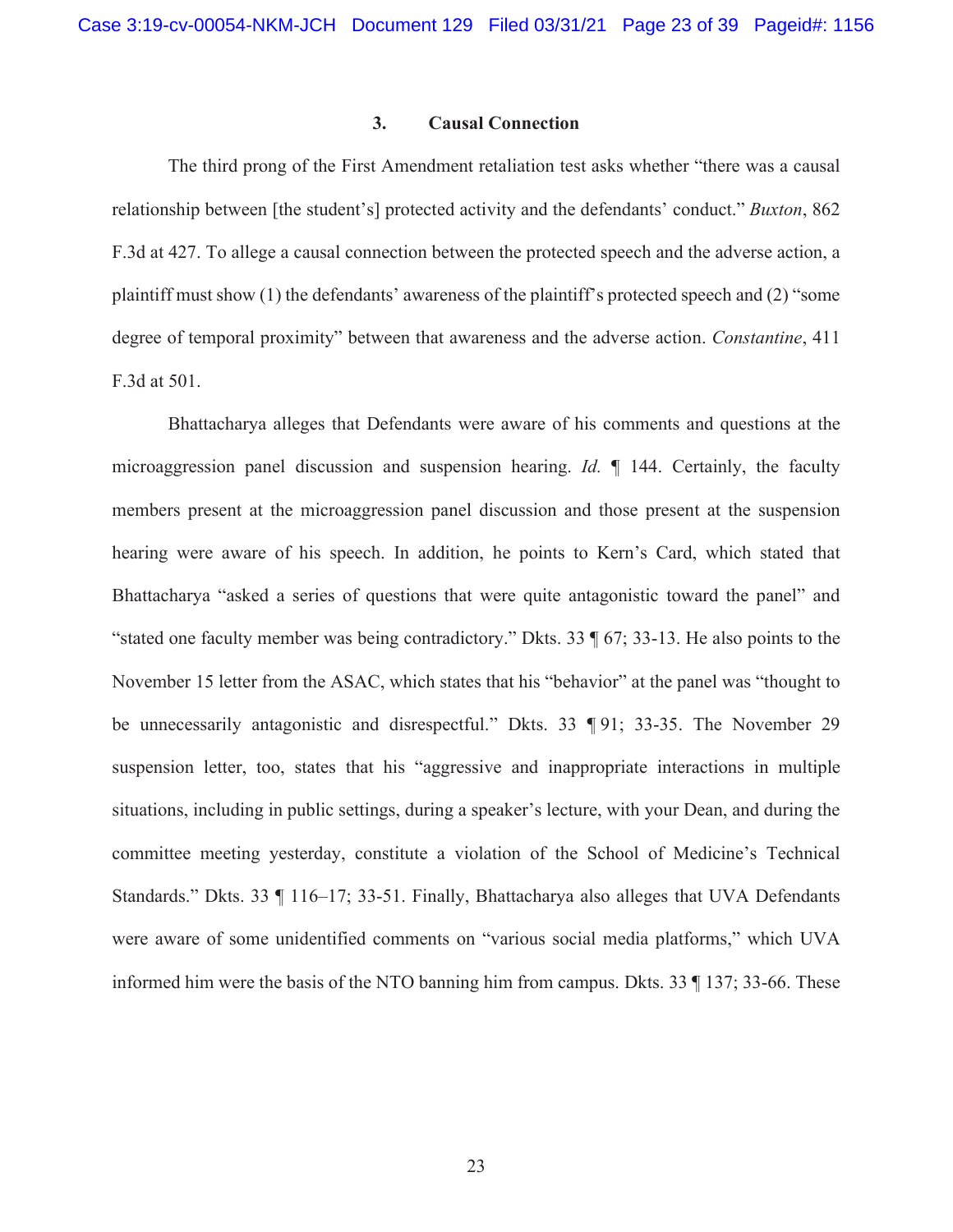### 3. Causal Connection

The third prong of the First Amendment retaliation test asks whether "there was a causal relationship between [the student's] protected activity and the defendants' conduct." *Buxton*, 862 F.3d at 427. To allege a causal connection between the protected speech and the adverse action, a plaintiff must show (1) the defendants' awareness of the plaintiff's protected speech and (2) "some degree of temporal proximity" between that awareness and the adverse action. *Constantine*, 411 F.3d at 501.

Bhattacharya alleges that Defendants were aware of his comments and questions at the microaggression panel discussion and suspension hearing. *Id.* ¶ 144. Certainly, the faculty members present at the microaggression panel discussion and those present at the suspension hearing were aware of his speech. In addition, he points to Kern's Card, which stated that Bhattacharya "asked a series of questions that were quite antagonistic toward the panel" and "stated one faculty member was being contradictory." Dkts. 33 ¶ 67; 33-13. He also points to the November 15 letter from the ASAC, which states that his "behavior" at the panel was "thought to be unnecessarily antagonistic and disrespectful." Dkts. 33 ¶ 91; 33-35. The November 29 suspension letter, too, states that his "aggressive and inappropriate interactions in multiple situations, including in public settings, during a speaker's lecture, with your Dean, and during the committee meeting yesterday, constitute a violation of the School of Medicine's Technical Standards." Dkts. 33 ¶ 116–17; 33-51. Finally, Bhattacharya also alleges that UVA Defendants were aware of some unidentified comments on "various social media platforms," which UVA informed him were the basis of the NTO banning him from campus. Dkts. 33 ¶ 137; 33-66. These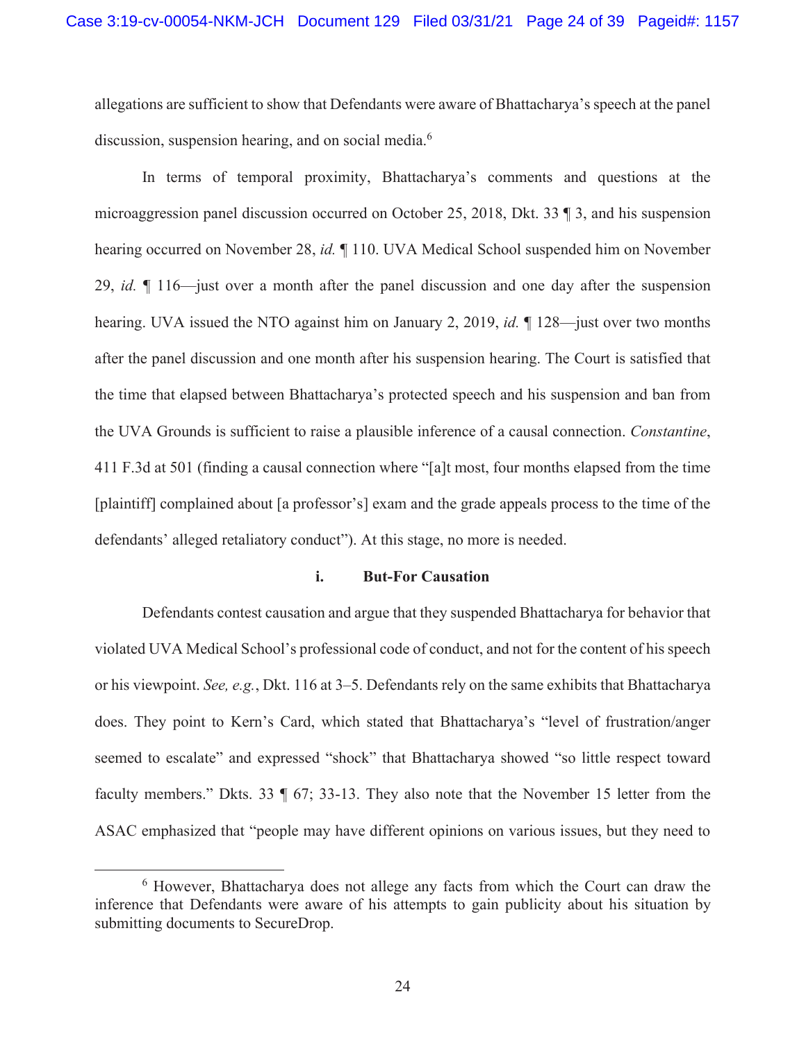allegations are sufficient to show that Defendants were aware of Bhattacharya's speech at the panel discussion, suspension hearing, and on social media.[6]

In terms of temporal proximity, Bhattacharya's comments and questions at the microaggression panel discussion occurred on October 25, 2018, Dkt. 33 ¶ 3, and his suspension hearing occurred on November 28, *id.* ¶ 110. UVA Medical School suspended him on November 29, *id.* ¶ 116—just over a month after the panel discussion and one day after the suspension hearing. UVA issued the NTO against him on January 2, 2019, *id.* ¶ 128—just over two months after the panel discussion and one month after his suspension hearing. The Court is satisfied that the time that elapsed between Bhattacharya's protected speech and his suspension and ban from the UVA Grounds is sufficient to raise a plausible inference of a causal connection. *Constantine*, 411 F.3d at 501 (finding a causal connection where "[a]t most, four months elapsed from the time [plaintiff] complained about [a professor's] exam and the grade appeals process to the time of the defendants' alleged retaliatory conduct"). At this stage, no more is needed.

#### i. But-For Causation

Defendants contest causation and argue that they suspended Bhattacharya for behavior that violated UVA Medical School's professional code of conduct, and not for the content of his speech or his viewpoint. *See, e.g.*, Dkt. 116 at 3–5. Defendants rely on the same exhibits that Bhattacharya does. They point to Kern's Card, which stated that Bhattacharya's "level of frustration/anger seemed to escalate" and expressed "shock" that Bhattacharya showed "so little respect toward faculty members." Dkts. 33 ¶ 67; 33-13. They also note that the November 15 letter from the ASAC emphasized that "people may have different opinions on various issues, but they need to

---

[6] However, Bhattacharya does not allege any facts from which the Court can draw the inference that Defendants were aware of his attempts to gain publicity about his situation by submitting documents to SecureDrop.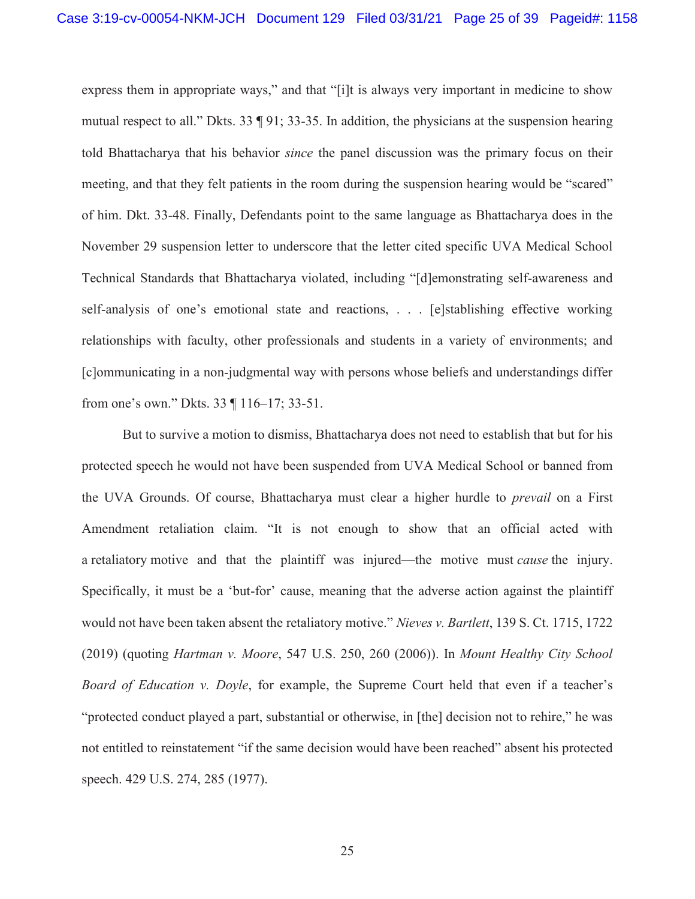express them in appropriate ways," and that "[i]t is always very important in medicine to show mutual respect to all." Dkts. 33 ¶ 91; 33-35. In addition, the physicians at the suspension hearing told Bhattacharya that his behavior *since* the panel discussion was the primary focus on their meeting, and that they felt patients in the room during the suspension hearing would be "scared" of him. Dkt. 33-48. Finally, Defendants point to the same language as Bhattacharya does in the November 29 suspension letter to underscore that the letter cited specific UVA Medical School Technical Standards that Bhattacharya violated, including "[d]emonstrating self-awareness and self-analysis of one's emotional state and reactions, . . . [e]stablishing effective working relationships with faculty, other professionals and students in a variety of environments; and [c]ommunicating in a non-judgmental way with persons whose beliefs and understandings differ from one's own." Dkts. 33 ¶ 116–17; 33-51.

But to survive a motion to dismiss, Bhattacharya does not need to establish that but for his protected speech he would not have been suspended from UVA Medical School or banned from the UVA Grounds. Of course, Bhattacharya must clear a higher hurdle to *prevail* on a First Amendment retaliation claim. "It is not enough to show that an official acted with a retaliatory motive and that the plaintiff was injured—the motive must *cause* the injury. Specifically, it must be a 'but-for' cause, meaning that the adverse action against the plaintiff would not have been taken absent the retaliatory motive." *Nieves v. Bartlett*, 139 S. Ct. 1715, 1722 (2019) (quoting *Hartman v. Moore*, 547 U.S. 250, 260 (2006)). In *Mount Healthy City School Board of Education v. Doyle*, for example, the Supreme Court held that even if a teacher's "protected conduct played a part, substantial or otherwise, in [the] decision not to rehire," he was not entitled to reinstatement "if the same decision would have been reached" absent his protected speech. 429 U.S. 274, 285 (1977).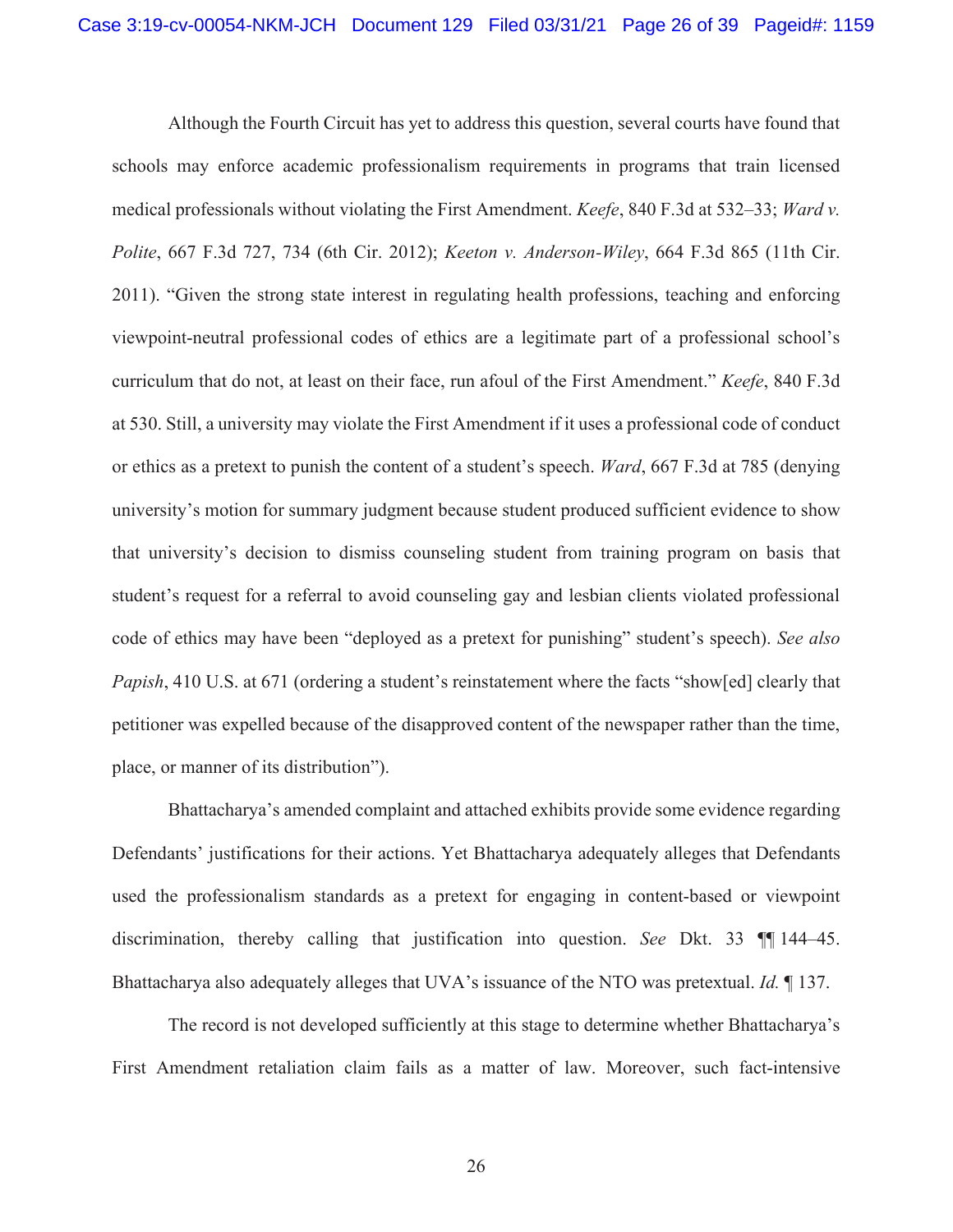Although the Fourth Circuit has yet to address this question, several courts have found that schools may enforce academic professionalism requirements in programs that train licensed medical professionals without violating the First Amendment. *Keefe*, 840 F.3d at 532–33; *Ward v. Polite*, 667 F.3d 727, 734 (6th Cir. 2012); *Keeton v. Anderson-Wiley*, 664 F.3d 865 (11th Cir. 2011). "Given the strong state interest in regulating health professions, teaching and enforcing viewpoint-neutral professional codes of ethics are a legitimate part of a professional school's curriculum that do not, at least on their face, run afoul of the First Amendment." *Keefe*, 840 F.3d at 530. Still, a university may violate the First Amendment if it uses a professional code of conduct or ethics as a pretext to punish the content of a student's speech. *Ward*, 667 F.3d at 785 (denying university's motion for summary judgment because student produced sufficient evidence to show that university's decision to dismiss counseling student from training program on basis that student's request for a referral to avoid counseling gay and lesbian clients violated professional code of ethics may have been "deployed as a pretext for punishing" student's speech). *See also Papish*, 410 U.S. at 671 (ordering a student's reinstatement where the facts "show[ed] clearly that petitioner was expelled because of the disapproved content of the newspaper rather than the time, place, or manner of its distribution").

Bhattacharya's amended complaint and attached exhibits provide some evidence regarding Defendants' justifications for their actions. Yet Bhattacharya adequately alleges that Defendants used the professionalism standards as a pretext for engaging in content-based or viewpoint discrimination, thereby calling that justification into question. *See* Dkt. 33 ¶¶ 144–45. Bhattacharya also adequately alleges that UVA's issuance of the NTO was pretextual. *Id.* ¶ 137.

The record is not developed sufficiently at this stage to determine whether Bhattacharya's First Amendment retaliation claim fails as a matter of law. Moreover, such fact-intensive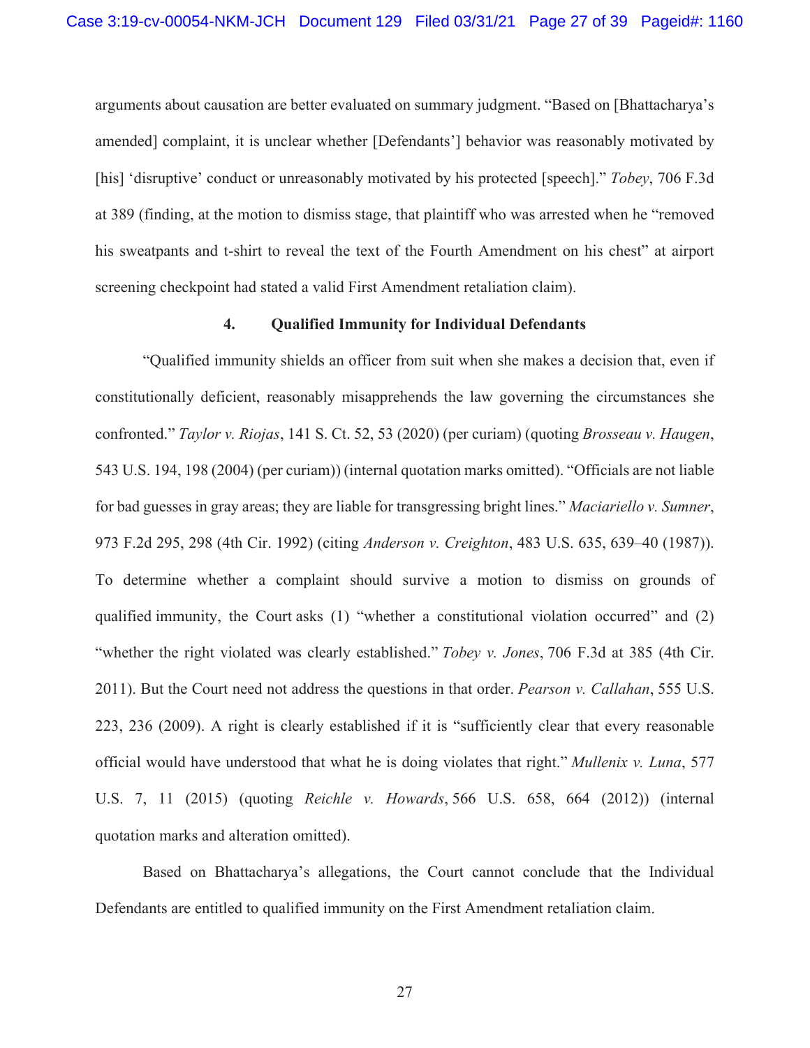arguments about causation are better evaluated on summary judgment. "Based on [Bhattacharya's amended] complaint, it is unclear whether [Defendants'] behavior was reasonably motivated by [his] 'disruptive' conduct or unreasonably motivated by his protected [speech]." *Tobey*, 706 F.3d at 389 (finding, at the motion to dismiss stage, that plaintiff who was arrested when he "removed his sweatpants and t-shirt to reveal the text of the Fourth Amendment on his chest" at airport screening checkpoint had stated a valid First Amendment retaliation claim).

#### 4. Qualified Immunity for Individual Defendants

"Qualified immunity shields an officer from suit when she makes a decision that, even if constitutionally deficient, reasonably misapprehends the law governing the circumstances she confronted." *Taylor v. Riojas*, 141 S. Ct. 52, 53 (2020) (per curiam) (quoting *Brosseau v. Haugen*, 543 U.S. 194, 198 (2004) (per curiam)) (internal quotation marks omitted). "Officials are not liable for bad guesses in gray areas; they are liable for transgressing bright lines." *Maciariello v. Sumner*, 973 F.2d 295, 298 (4th Cir. 1992) (citing *Anderson v. Creighton*, 483 U.S. 635, 639–40 (1987)). To determine whether a complaint should survive a motion to dismiss on grounds of qualified immunity, the Court asks (1) "whether a constitutional violation occurred" and (2) "whether the right violated was clearly established." *Tobey v. Jones*, 706 F.3d at 385 (4th Cir. 2011). But the Court need not address the questions in that order. *Pearson v. Callahan*, 555 U.S. 223, 236 (2009). A right is clearly established if it is "sufficiently clear that every reasonable official would have understood that what he is doing violates that right." *Mullenix v. Luna*, 577 U.S. 7, 11 (2015) (quoting *Reichle v. Howards*, 566 U.S. 658, 664 (2012)) (internal quotation marks and alteration omitted).

Based on Bhattacharya's allegations, the Court cannot conclude that the Individual Defendants are entitled to qualified immunity on the First Amendment retaliation claim.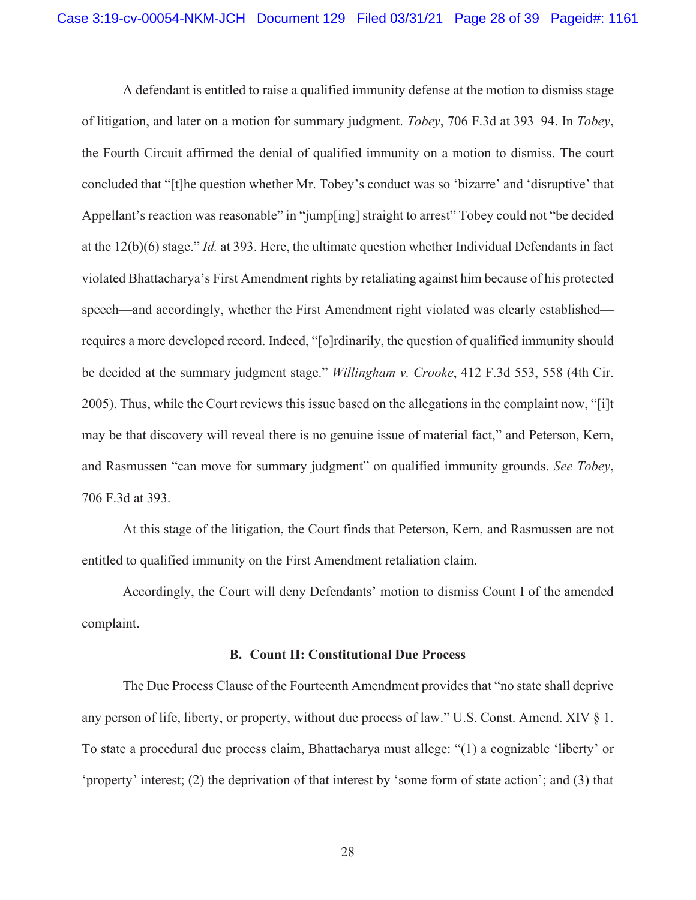A defendant is entitled to raise a qualified immunity defense at the motion to dismiss stage of litigation, and later on a motion for summary judgment. *Tobey*, 706 F.3d at 393–94. In *Tobey*, the Fourth Circuit affirmed the denial of qualified immunity on a motion to dismiss. The court concluded that "[t]he question whether Mr. Tobey's conduct was so 'bizarre' and 'disruptive' that Appellant's reaction was reasonable" in "jump[ing] straight to arrest" Tobey could not "be decided at the 12(b)(6) stage." *Id.* at 393. Here, the ultimate question whether Individual Defendants in fact violated Bhattacharya's First Amendment rights by retaliating against him because of his protected speech—and accordingly, whether the First Amendment right violated was clearly established—requires a more developed record. Indeed, "[o]rdinarily, the question of qualified immunity should be decided at the summary judgment stage." *Willingham v. Crooke*, 412 F.3d 553, 558 (4th Cir. 2005). Thus, while the Court reviews this issue based on the allegations in the complaint now, "[i]t may be that discovery will reveal there is no genuine issue of material fact," and Peterson, Kern, and Rasmussen "can move for summary judgment" on qualified immunity grounds. *See Tobey*, 706 F.3d at 393.

At this stage of the litigation, the Court finds that Peterson, Kern, and Rasmussen are not entitled to qualified immunity on the First Amendment retaliation claim.

Accordingly, the Court will deny Defendants' motion to dismiss Count I of the amended complaint.

### B. Count II: Constitutional Due Process

The Due Process Clause of the Fourteenth Amendment provides that "no state shall deprive any person of life, liberty, or property, without due process of law." U.S. Const. Amend. XIV § 1. To state a procedural due process claim, Bhattacharya must allege: "(1) a cognizable 'liberty' or 'property' interest; (2) the deprivation of that interest by 'some form of state action'; and (3) that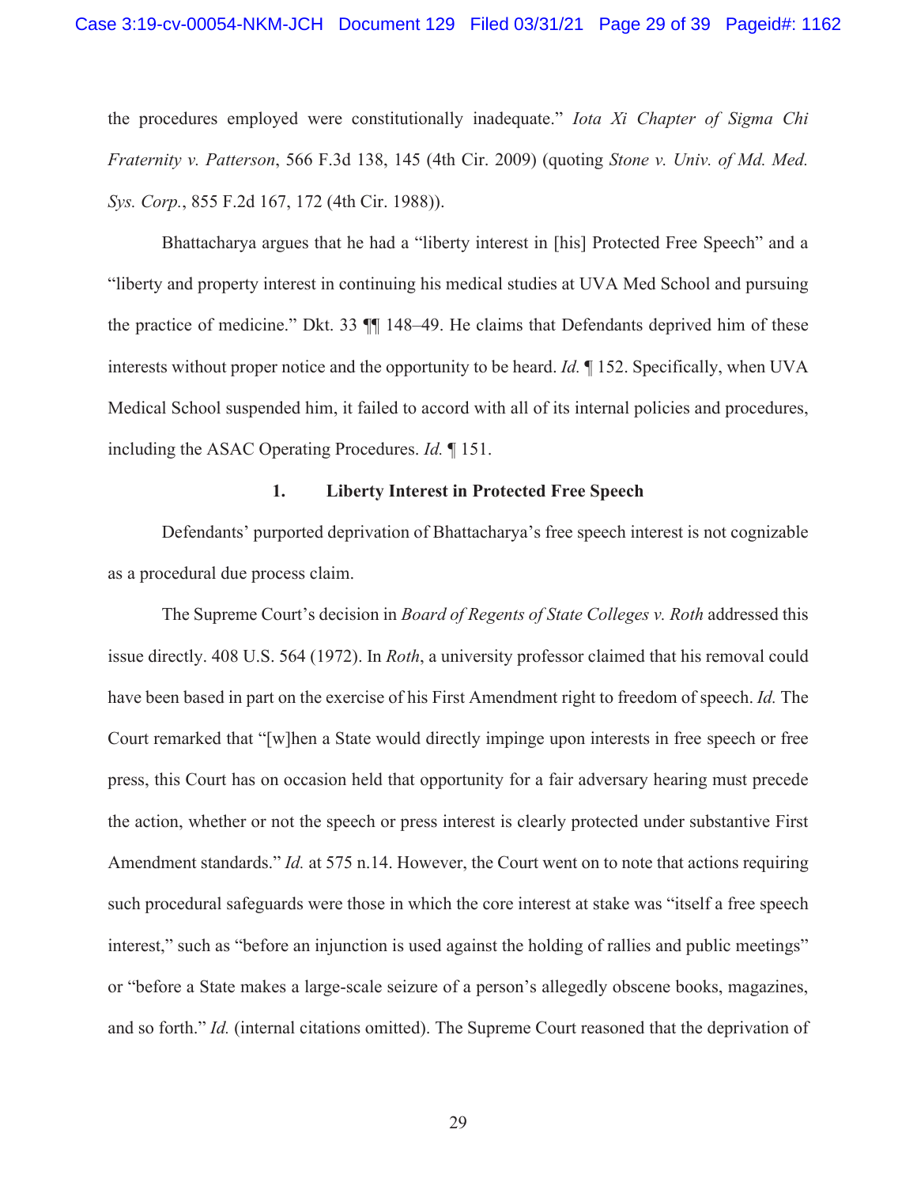the procedures employed were constitutionally inadequate." *Iota Xi Chapter of Sigma Chi Fraternity v. Patterson*, 566 F.3d 138, 145 (4th Cir. 2009) (quoting *Stone v. Univ. of Md. Med. Sys. Corp.*, 855 F.2d 167, 172 (4th Cir. 1988)).

Bhattacharya argues that he had a "liberty interest in [his] Protected Free Speech" and a "liberty and property interest in continuing his medical studies at UVA Med School and pursuing the practice of medicine." Dkt. 33 ¶¶ 148–49. He claims that Defendants deprived him of these interests without proper notice and the opportunity to be heard. *Id.* ¶ 152. Specifically, when UVA Medical School suspended him, it failed to accord with all of its internal policies and procedures, including the ASAC Operating Procedures. *Id.* ¶ 151.

### 1. Liberty Interest in Protected Free Speech

Defendants' purported deprivation of Bhattacharya's free speech interest is not cognizable as a procedural due process claim.

The Supreme Court's decision in *Board of Regents of State Colleges v. Roth* addressed this issue directly. 408 U.S. 564 (1972). In *Roth*, a university professor claimed that his removal could have been based in part on the exercise of his First Amendment right to freedom of speech. *Id.* The Court remarked that "[w]hen a State would directly impinge upon interests in free speech or free press, this Court has on occasion held that opportunity for a fair adversary hearing must precede the action, whether or not the speech or press interest is clearly protected under substantive First Amendment standards." *Id.* at 575 n.14. However, the Court went on to note that actions requiring such procedural safeguards were those in which the core interest at stake was "itself a free speech interest," such as "before an injunction is used against the holding of rallies and public meetings" or "before a State makes a large-scale seizure of a person's allegedly obscene books, magazines, and so forth." *Id.* (internal citations omitted). The Supreme Court reasoned that the deprivation of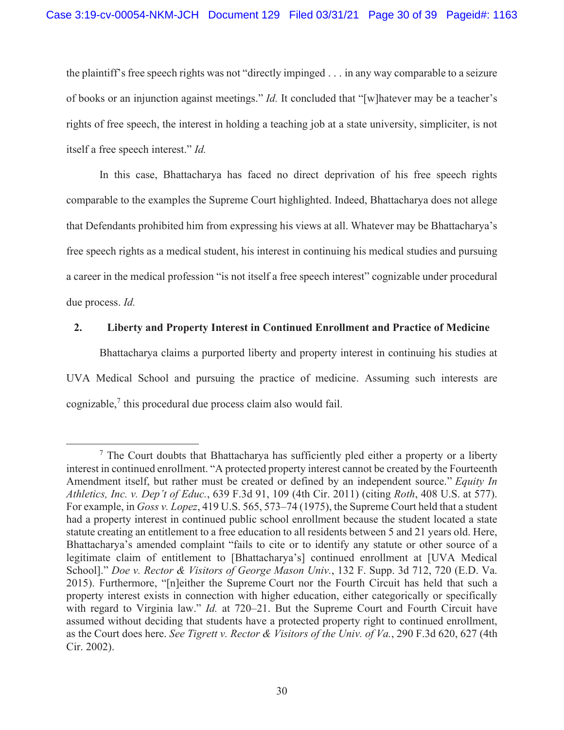the plaintiff's free speech rights was not "directly impinged . . . in any way comparable to a seizure of books or an injunction against meetings." *Id.* It concluded that "[w]hatever may be a teacher's rights of free speech, the interest in holding a teaching job at a state university, simpliciter, is not itself a free speech interest." *Id.*

In this case, Bhattacharya has faced no direct deprivation of his free speech rights comparable to the examples the Supreme Court highlighted. Indeed, Bhattacharya does not allege that Defendants prohibited him from expressing his views at all. Whatever may be Bhattacharya's free speech rights as a medical student, his interest in continuing his medical studies and pursuing a career in the medical profession "is not itself a free speech interest" cognizable under procedural due process. *Id.*

**2. Liberty and Property Interest in Continued Enrollment and Practice of Medicine**

Bhattacharya claims a purported liberty and property interest in continuing his studies at UVA Medical School and pursuing the practice of medicine. Assuming such interests are cognizable,[7] this procedural due process claim also would fail.

---

[7] The Court doubts that Bhattacharya has sufficiently pled either a property or a liberty interest in continued enrollment. "A protected property interest cannot be created by the Fourteenth Amendment itself, but rather must be created or defined by an independent source." *Equity In Athletics, Inc. v. Dep't of Educ.*, 639 F.3d 91, 109 (4th Cir. 2011) (citing *Roth*, 408 U.S. at 577). For example, in *Goss v. Lopez*, 419 U.S. 565, 573–74 (1975), the Supreme Court held that a student had a property interest in continued public school enrollment because the student located a state statute creating an entitlement to a free education to all residents between 5 and 21 years old. Here, Bhattacharya's amended complaint "fails to cite or to identify any statute or other source of a legitimate claim of entitlement to [Bhattacharya's] continued enrollment at [UVA Medical School]." *Doe v. Rector & Visitors of George Mason Univ.*, 132 F. Supp. 3d 712, 720 (E.D. Va. 2015). Furthermore, "[n]either the Supreme Court nor the Fourth Circuit has held that such a property interest exists in connection with higher education, either categorically or specifically with regard to Virginia law." *Id.* at 720–21. But the Supreme Court and Fourth Circuit have assumed without deciding that students have a protected property right to continued enrollment, as the Court does here. *See Tigrett v. Rector & Visitors of the Univ. of Va.*, 290 F.3d 620, 627 (4th Cir. 2002).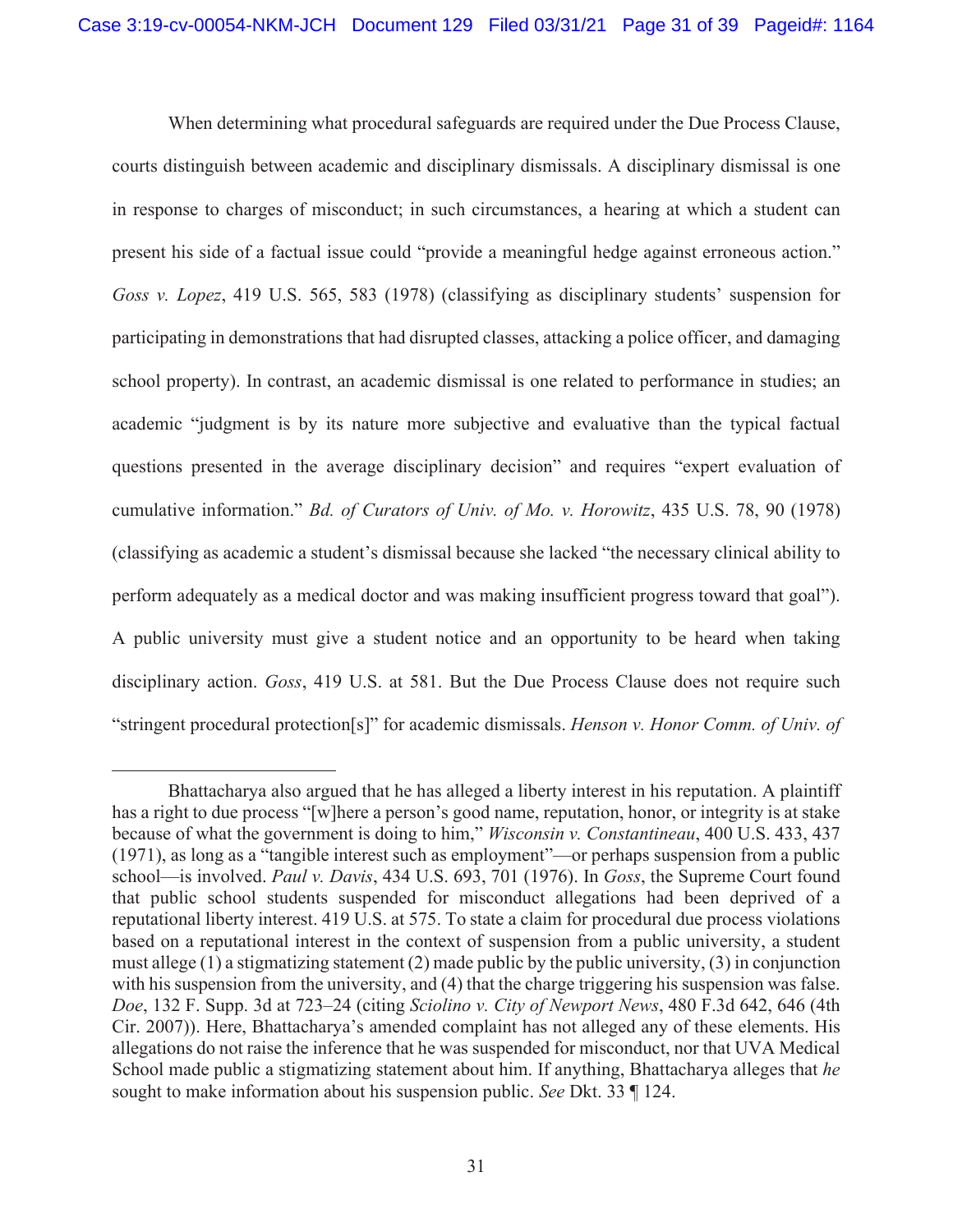When determining what procedural safeguards are required under the Due Process Clause, courts distinguish between academic and disciplinary dismissals. A disciplinary dismissal is one in response to charges of misconduct; in such circumstances, a hearing at which a student can present his side of a factual issue could "provide a meaningful hedge against erroneous action." *Goss v. Lopez*, 419 U.S. 565, 583 (1978) (classifying as disciplinary students' suspension for participating in demonstrations that had disrupted classes, attacking a police officer, and damaging school property). In contrast, an academic dismissal is one related to performance in studies; an academic "judgment is by its nature more subjective and evaluative than the typical factual questions presented in the average disciplinary decision" and requires "expert evaluation of cumulative information." *Bd. of Curators of Univ. of Mo. v. Horowitz*, 435 U.S. 78, 90 (1978) (classifying as academic a student's dismissal because she lacked "the necessary clinical ability to perform adequately as a medical doctor and was making insufficient progress toward that goal"). A public university must give a student notice and an opportunity to be heard when taking disciplinary action. *Goss*, 419 U.S. at 581. But the Due Process Clause does not require such "stringent procedural protection[s]" for academic dismissals. *Henson v. Honor Comm. of Univ. of*

---

Bhattacharya also argued that he has alleged a liberty interest in his reputation. A plaintiff has a right to due process "[w]here a person's good name, reputation, honor, or integrity is at stake because of what the government is doing to him," *Wisconsin v. Constantineau*, 400 U.S. 433, 437 (1971), as long as a "tangible interest such as employment"—or perhaps suspension from a public school—is involved. *Paul v. Davis*, 434 U.S. 693, 701 (1976). In *Goss*, the Supreme Court found that public school students suspended for misconduct allegations had been deprived of a reputational liberty interest. 419 U.S. at 575. To state a claim for procedural due process violations based on a reputational interest in the context of suspension from a public university, a student must allege (1) a stigmatizing statement (2) made public by the public university, (3) in conjunction with his suspension from the university, and (4) that the charge triggering his suspension was false. *Doe*, 132 F. Supp. 3d at 723–24 (citing *Sciolino v. City of Newport News*, 480 F.3d 642, 646 (4th Cir. 2007)). Here, Bhattacharya's amended complaint has not alleged any of these elements. His allegations do not raise the inference that he was suspended for misconduct, nor that UVA Medical School made public a stigmatizing statement about him. If anything, Bhattacharya alleges that *he* sought to make information about his suspension public. *See* Dkt. 33 ¶ 124.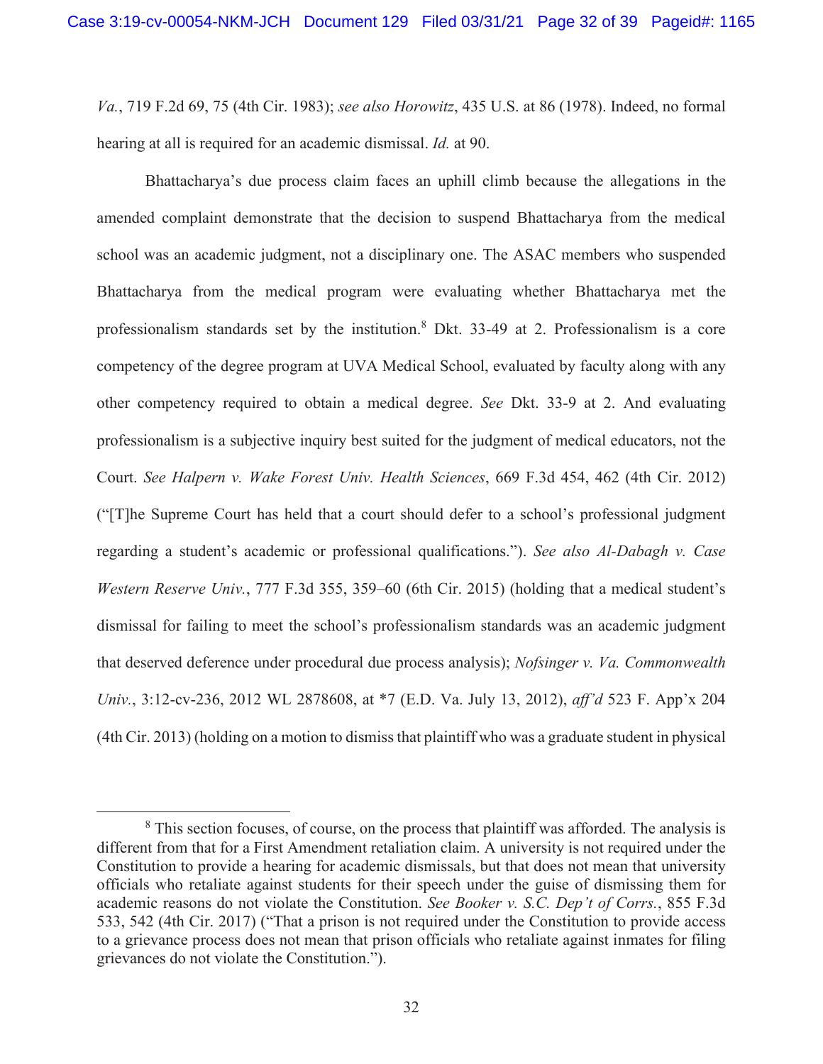*Va.*, 719 F.2d 69, 75 (4th Cir. 1983); *see also Horowitz*, 435 U.S. at 86 (1978). Indeed, no formal hearing at all is required for an academic dismissal. *Id.* at 90.

Bhattacharya's due process claim faces an uphill climb because the allegations in the amended complaint demonstrate that the decision to suspend Bhattacharya from the medical school was an academic judgment, not a disciplinary one. The ASAC members who suspended Bhattacharya from the medical program were evaluating whether Bhattacharya met the professionalism standards set by the institution.[8] Dkt. 33-49 at 2. Professionalism is a core competency of the degree program at UVA Medical School, evaluated by faculty along with any other competency required to obtain a medical degree. *See* Dkt. 33-9 at 2. And evaluating professionalism is a subjective inquiry best suited for the judgment of medical educators, not the Court. *See Halpern v. Wake Forest Univ. Health Sciences*, 669 F.3d 454, 462 (4th Cir. 2012) ("[T]he Supreme Court has held that a court should defer to a school's professional judgment regarding a student's academic or professional qualifications."). *See also Al-Dabagh v. Case Western Reserve Univ.*, 777 F.3d 355, 359–60 (6th Cir. 2015) (holding that a medical student's dismissal for failing to meet the school's professionalism standards was an academic judgment that deserved deference under procedural due process analysis); *Nofsinger v. Va. Commonwealth Univ.*, 3:12-cv-236, 2012 WL 2878608, at *7 (E.D. Va. July 13, 2012), *aff'd* 523 F. App'x 204 (4th Cir. 2013) (holding on a motion to dismiss that plaintiff who was a graduate student in physical

---

[8] This section focuses, of course, on the process that plaintiff was afforded. The analysis is different from that for a First Amendment retaliation claim. A university is not required under the Constitution to provide a hearing for academic dismissals, but that does not mean that university officials who retaliate against students for their speech under the guise of dismissing them for academic reasons do not violate the Constitution. *See Booker v. S.C. Dep't of Corrs.*, 855 F.3d 533, 542 (4th Cir. 2017) ("That a prison is not required under the Constitution to provide access to a grievance process does not mean that prison officials who retaliate against inmates for filing grievances do not violate the Constitution.").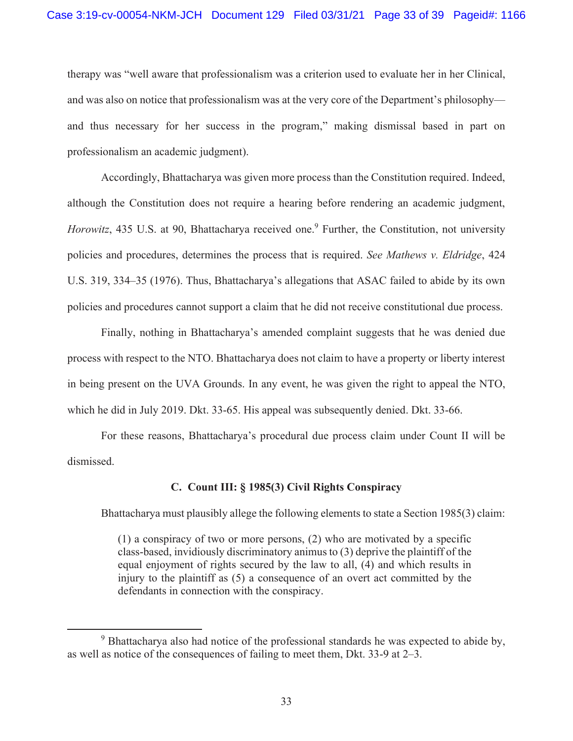therapy was "well aware that professionalism was a criterion used to evaluate her in her Clinical, and was also on notice that professionalism was at the very core of the Department's philosophy—and thus necessary for her success in the program," making dismissal based in part on professionalism an academic judgment).

Accordingly, Bhattacharya was given more process than the Constitution required. Indeed, although the Constitution does not require a hearing before rendering an academic judgment, *Horowitz*, 435 U.S. at 90, Bhattacharya received one.[9] Further, the Constitution, not university policies and procedures, determines the process that is required. *See Mathews v. Eldridge*, 424 U.S. 319, 334–35 (1976). Thus, Bhattacharya's allegations that ASAC failed to abide by its own policies and procedures cannot support a claim that he did not receive constitutional due process.

Finally, nothing in Bhattacharya's amended complaint suggests that he was denied due process with respect to the NTO. Bhattacharya does not claim to have a property or liberty interest in being present on the UVA Grounds. In any event, he was given the right to appeal the NTO, which he did in July 2019. Dkt. 33-65. His appeal was subsequently denied. Dkt. 33-66.

For these reasons, Bhattacharya's procedural due process claim under Count II will be dismissed.

### C. Count III: § 1985(3) Civil Rights Conspiracy

Bhattacharya must plausibly allege the following elements to state a Section 1985(3) claim:

> (1) a conspiracy of two or more persons, (2) who are motivated by a specific class-based, invidiously discriminatory animus to (3) deprive the plaintiff of the equal enjoyment of rights secured by the law to all, (4) and which results in injury to the plaintiff as (5) a consequence of an overt act committed by the defendants in connection with the conspiracy.

---

[9] Bhattacharya also had notice of the professional standards he was expected to abide by, as well as notice of the consequences of failing to meet them, Dkt. 33-9 at 2–3.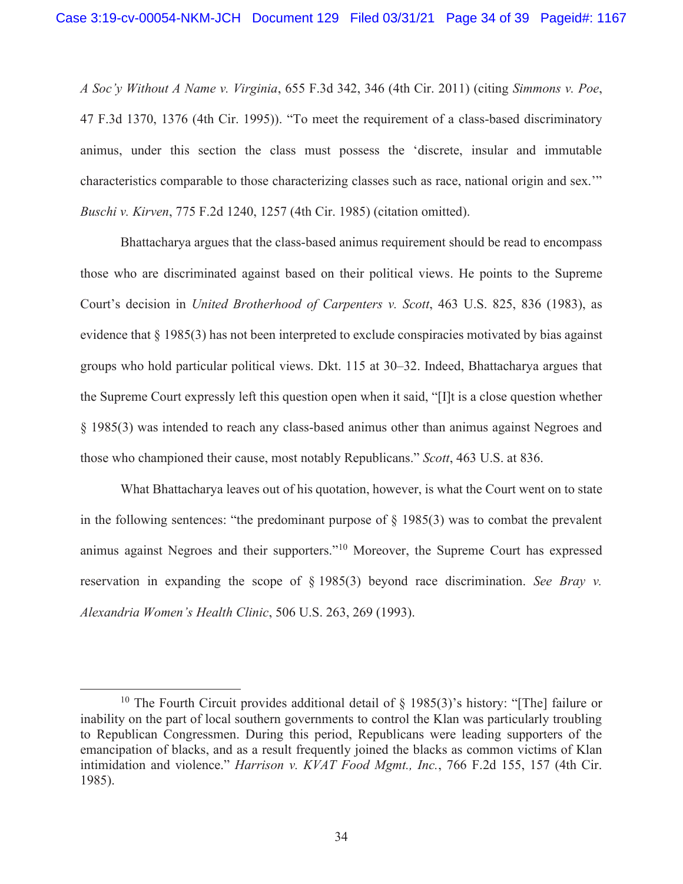*A Soc'y Without A Name v. Virginia*, 655 F.3d 342, 346 (4th Cir. 2011) (citing *Simmons v. Poe*, 47 F.3d 1370, 1376 (4th Cir. 1995)). "To meet the requirement of a class-based discriminatory animus, under this section the class must possess the 'discrete, insular and immutable characteristics comparable to those characterizing classes such as race, national origin and sex.'" *Buschi v. Kirven*, 775 F.2d 1240, 1257 (4th Cir. 1985) (citation omitted).

Bhattacharya argues that the class-based animus requirement should be read to encompass those who are discriminated against based on their political views. He points to the Supreme Court's decision in *United Brotherhood of Carpenters v. Scott*, 463 U.S. 825, 836 (1983), as evidence that § 1985(3) has not been interpreted to exclude conspiracies motivated by bias against groups who hold particular political views. Dkt. 115 at 30–32. Indeed, Bhattacharya argues that the Supreme Court expressly left this question open when it said, "[I]t is a close question whether § 1985(3) was intended to reach any class-based animus other than animus against Negroes and those who championed their cause, most notably Republicans." *Scott*, 463 U.S. at 836.

What Bhattacharya leaves out of his quotation, however, is what the Court went on to state in the following sentences: "the predominant purpose of § 1985(3) was to combat the prevalent animus against Negroes and their supporters."[10] Moreover, the Supreme Court has expressed reservation in expanding the scope of § 1985(3) beyond race discrimination. *See Bray v. Alexandria Women's Health Clinic*, 506 U.S. 263, 269 (1993).

---

[10] The Fourth Circuit provides additional detail of § 1985(3)'s history: "[The] failure or inability on the part of local southern governments to control the Klan was particularly troubling to Republican Congressmen. During this period, Republicans were leading supporters of the emancipation of blacks, and as a result frequently joined the blacks as common victims of Klan intimidation and violence." *Harrison v. KVAT Food Mgmt., Inc.*, 766 F.2d 155, 157 (4th Cir. 1985).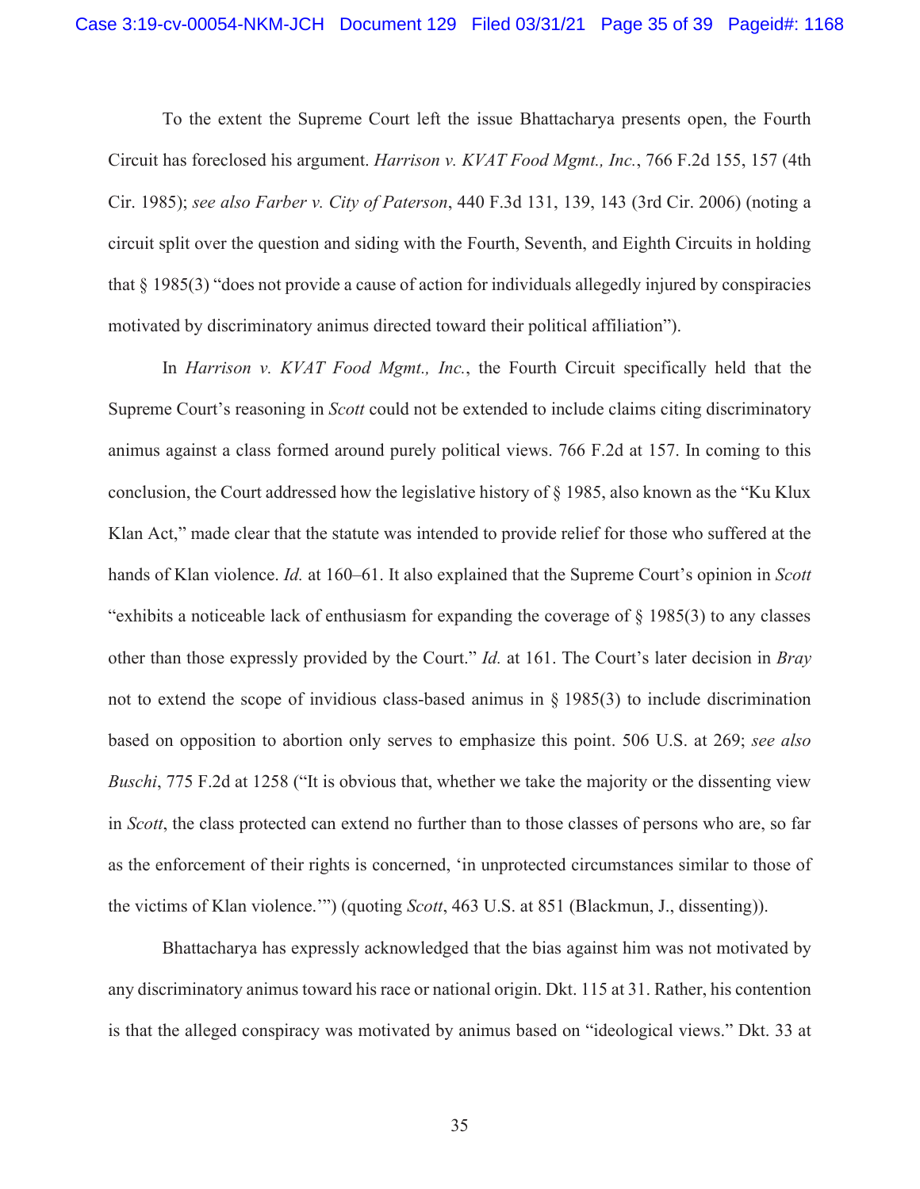To the extent the Supreme Court left the issue Bhattacharya presents open, the Fourth Circuit has foreclosed his argument. *Harrison v. KVAT Food Mgmt., Inc.*, 766 F.2d 155, 157 (4th Cir. 1985); *see also Farber v. City of Paterson*, 440 F.3d 131, 139, 143 (3rd Cir. 2006) (noting a circuit split over the question and siding with the Fourth, Seventh, and Eighth Circuits in holding that § 1985(3) "does not provide a cause of action for individuals allegedly injured by conspiracies motivated by discriminatory animus directed toward their political affiliation").

In *Harrison v. KVAT Food Mgmt., Inc.*, the Fourth Circuit specifically held that the Supreme Court's reasoning in *Scott* could not be extended to include claims citing discriminatory animus against a class formed around purely political views. 766 F.2d at 157. In coming to this conclusion, the Court addressed how the legislative history of § 1985, also known as the "Ku Klux Klan Act," made clear that the statute was intended to provide relief for those who suffered at the hands of Klan violence. *Id.* at 160–61. It also explained that the Supreme Court's opinion in *Scott* "exhibits a noticeable lack of enthusiasm for expanding the coverage of § 1985(3) to any classes other than those expressly provided by the Court." *Id.* at 161. The Court's later decision in *Bray* not to extend the scope of invidious class-based animus in § 1985(3) to include discrimination based on opposition to abortion only serves to emphasize this point. 506 U.S. at 269; *see also Buschi*, 775 F.2d at 1258 ("It is obvious that, whether we take the majority or the dissenting view in *Scott*, the class protected can extend no further than to those classes of persons who are, so far as the enforcement of their rights is concerned, 'in unprotected circumstances similar to those of the victims of Klan violence.'") (quoting *Scott*, 463 U.S. at 851 (Blackmun, J., dissenting)).

Bhattacharya has expressly acknowledged that the bias against him was not motivated by any discriminatory animus toward his race or national origin. Dkt. 115 at 31. Rather, his contention is that the alleged conspiracy was motivated by animus based on "ideological views." Dkt. 33 at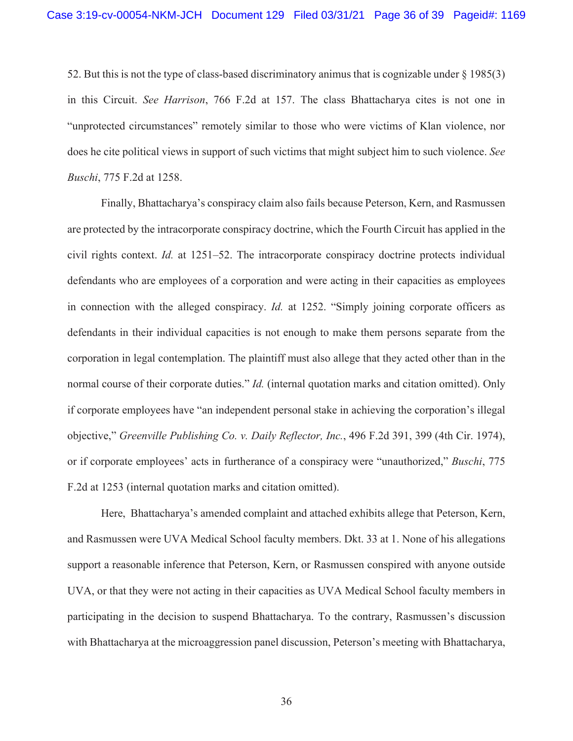52. But this is not the type of class-based discriminatory animus that is cognizable under § 1985(3) in this Circuit. *See Harrison*, 766 F.2d at 157. The class Bhattacharya cites is not one in "unprotected circumstances" remotely similar to those who were victims of Klan violence, nor does he cite political views in support of such victims that might subject him to such violence. *See Buschi*, 775 F.2d at 1258.

Finally, Bhattacharya's conspiracy claim also fails because Peterson, Kern, and Rasmussen are protected by the intracorporate conspiracy doctrine, which the Fourth Circuit has applied in the civil rights context. *Id.* at 1251–52. The intracorporate conspiracy doctrine protects individual defendants who are employees of a corporation and were acting in their capacities as employees in connection with the alleged conspiracy. *Id.* at 1252. "Simply joining corporate officers as defendants in their individual capacities is not enough to make them persons separate from the corporation in legal contemplation. The plaintiff must also allege that they acted other than in the normal course of their corporate duties." *Id.* (internal quotation marks and citation omitted). Only if corporate employees have "an independent personal stake in achieving the corporation's illegal objective," *Greenville Publishing Co. v. Daily Reflector, Inc.*, 496 F.2d 391, 399 (4th Cir. 1974), or if corporate employees' acts in furtherance of a conspiracy were "unauthorized," *Buschi*, 775 F.2d at 1253 (internal quotation marks and citation omitted).

Here, Bhattacharya's amended complaint and attached exhibits allege that Peterson, Kern, and Rasmussen were UVA Medical School faculty members. Dkt. 33 at 1. None of his allegations support a reasonable inference that Peterson, Kern, or Rasmussen conspired with anyone outside UVA, or that they were not acting in their capacities as UVA Medical School faculty members in participating in the decision to suspend Bhattacharya. To the contrary, Rasmussen's discussion with Bhattacharya at the microaggression panel discussion, Peterson's meeting with Bhattacharya,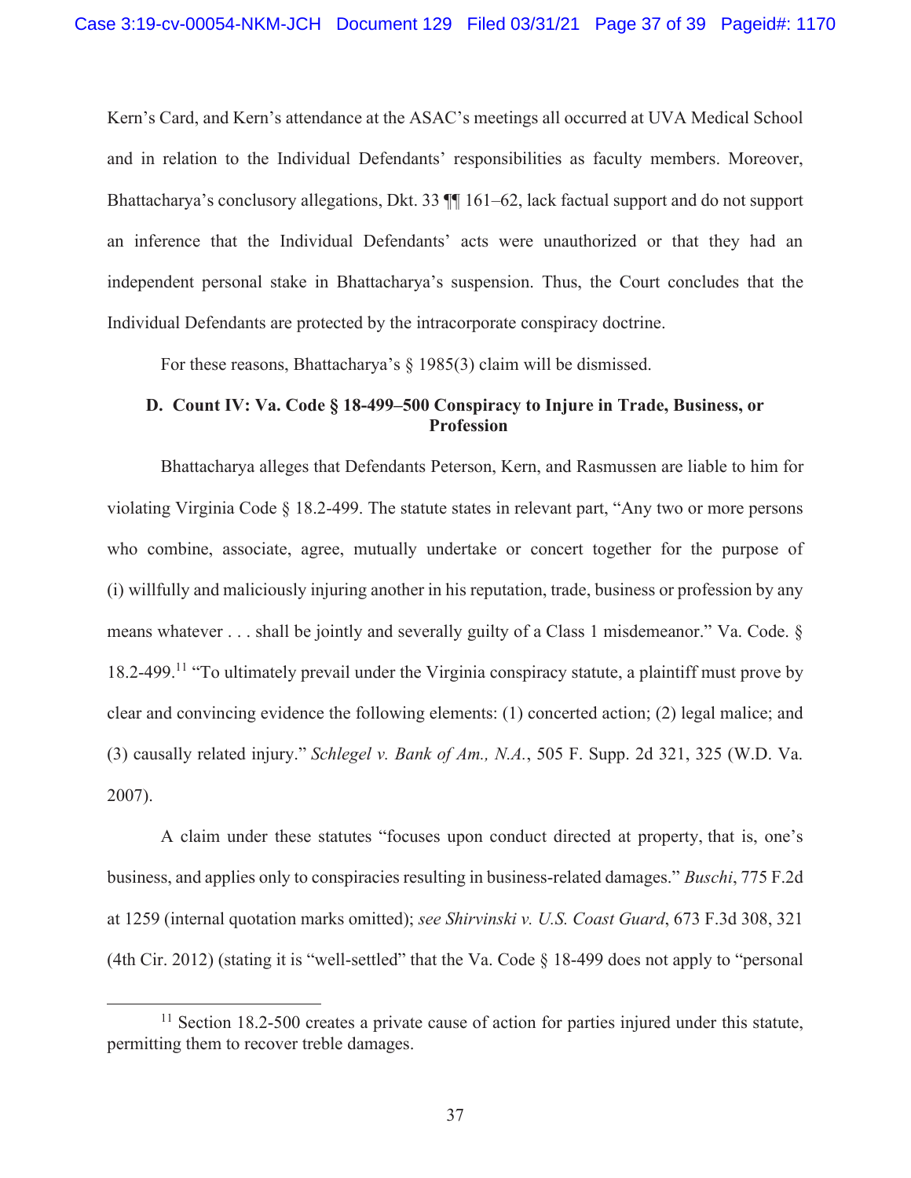Kern's Card, and Kern's attendance at the ASAC's meetings all occurred at UVA Medical School and in relation to the Individual Defendants' responsibilities as faculty members. Moreover, Bhattacharya's conclusory allegations, Dkt. 33 ¶¶ 161–62, lack factual support and do not support an inference that the Individual Defendants' acts were unauthorized or that they had an independent personal stake in Bhattacharya's suspension. Thus, the Court concludes that the Individual Defendants are protected by the intracorporate conspiracy doctrine.

For these reasons, Bhattacharya's § 1985(3) claim will be dismissed.

### D. Count IV: Va. Code § 18-499–500 Conspiracy to Injure in Trade, Business, or Profession

Bhattacharya alleges that Defendants Peterson, Kern, and Rasmussen are liable to him for violating Virginia Code § 18.2-499. The statute states in relevant part, "Any two or more persons who combine, associate, agree, mutually undertake or concert together for the purpose of (i) willfully and maliciously injuring another in his reputation, trade, business or profession by any means whatever . . . shall be jointly and severally guilty of a Class 1 misdemeanor." Va. Code. § 18.2-499.[11] "To ultimately prevail under the Virginia conspiracy statute, a plaintiff must prove by clear and convincing evidence the following elements: (1) concerted action; (2) legal malice; and (3) causally related injury." *Schlegel v. Bank of Am., N.A.*, 505 F. Supp. 2d 321, 325 (W.D. Va. 2007).

A claim under these statutes "focuses upon conduct directed at property, that is, one's business, and applies only to conspiracies resulting in business-related damages." *Buschi*, 775 F.2d at 1259 (internal quotation marks omitted); *see Shirvinski v. U.S. Coast Guard*, 673 F.3d 308, 321 (4th Cir. 2012) (stating it is "well-settled" that the Va. Code § 18-499 does not apply to "personal

---

[11] Section 18.2-500 creates a private cause of action for parties injured under this statute, permitting them to recover treble damages.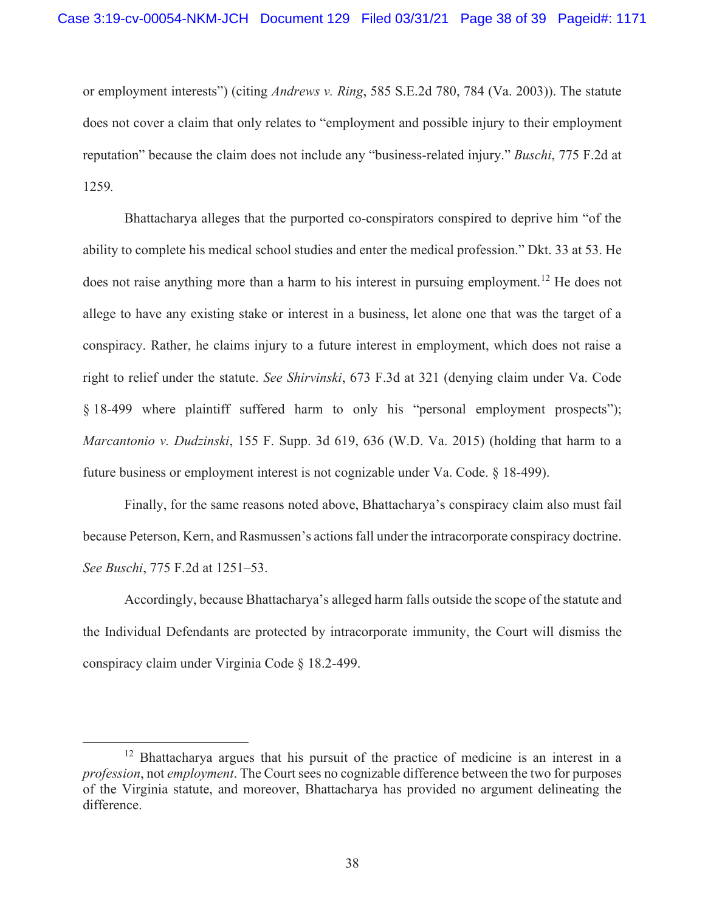or employment interests") (citing *Andrews v. Ring*, 585 S.E.2d 780, 784 (Va. 2003)). The statute does not cover a claim that only relates to "employment and possible injury to their employment reputation" because the claim does not include any "business-related injury." *Buschi*, 775 F.2d at 1259.

Bhattacharya alleges that the purported co-conspirators conspired to deprive him "of the ability to complete his medical school studies and enter the medical profession." Dkt. 33 at 53. He does not raise anything more than a harm to his interest in pursuing employment.[12] He does not allege to have any existing stake or interest in a business, let alone one that was the target of a conspiracy. Rather, he claims injury to a future interest in employment, which does not raise a right to relief under the statute. *See Shirvinski*, 673 F.3d at 321 (denying claim under Va. Code § 18-499 where plaintiff suffered harm to only his "personal employment prospects"); *Marcantonio v. Dudzinski*, 155 F. Supp. 3d 619, 636 (W.D. Va. 2015) (holding that harm to a future business or employment interest is not cognizable under Va. Code. § 18-499).

Finally, for the same reasons noted above, Bhattacharya's conspiracy claim also must fail because Peterson, Kern, and Rasmussen's actions fall under the intracorporate conspiracy doctrine. *See Buschi*, 775 F.2d at 1251–53.

Accordingly, because Bhattacharya's alleged harm falls outside the scope of the statute and the Individual Defendants are protected by intracorporate immunity, the Court will dismiss the conspiracy claim under Virginia Code § 18.2-499.

---

[12] Bhattacharya argues that his pursuit of the practice of medicine is an interest in a *profession*, not *employment*. The Court sees no cognizable difference between the two for purposes of the Virginia statute, and moreover, Bhattacharya has provided no argument delineating the difference.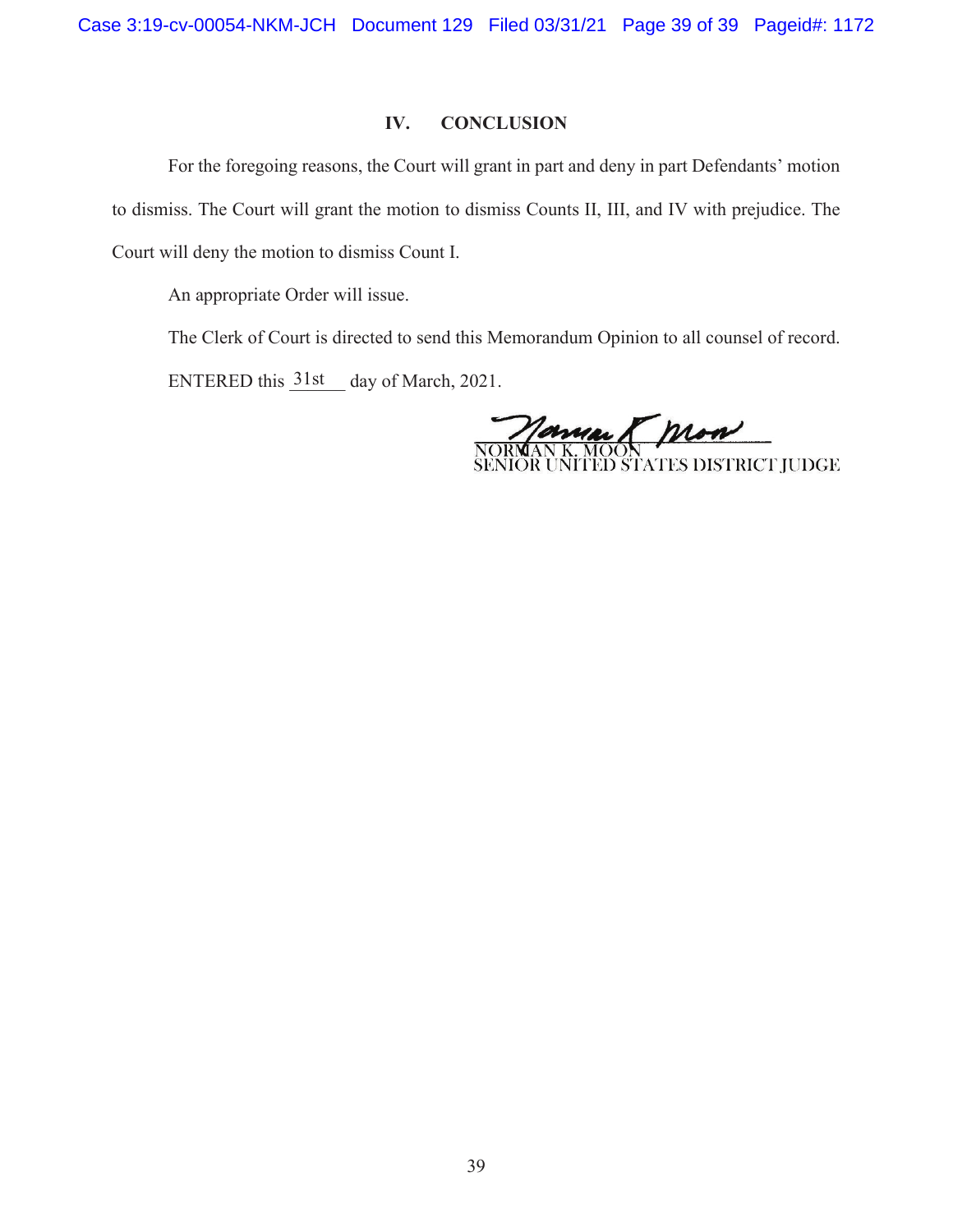## IV. CONCLUSION

For the foregoing reasons, the Court will grant in part and deny in part Defendants' motion to dismiss. The Court will grant the motion to dismiss Counts II, III, and IV with prejudice. The Court will deny the motion to dismiss Count I.

An appropriate Order will issue.

The Clerk of Court is directed to send this Memorandum Opinion to all counsel of record.

ENTERED this 31st day of March, 2021.

NORMAN K. MOON
SENIOR UNITED STATES DISTRICT JUDGE